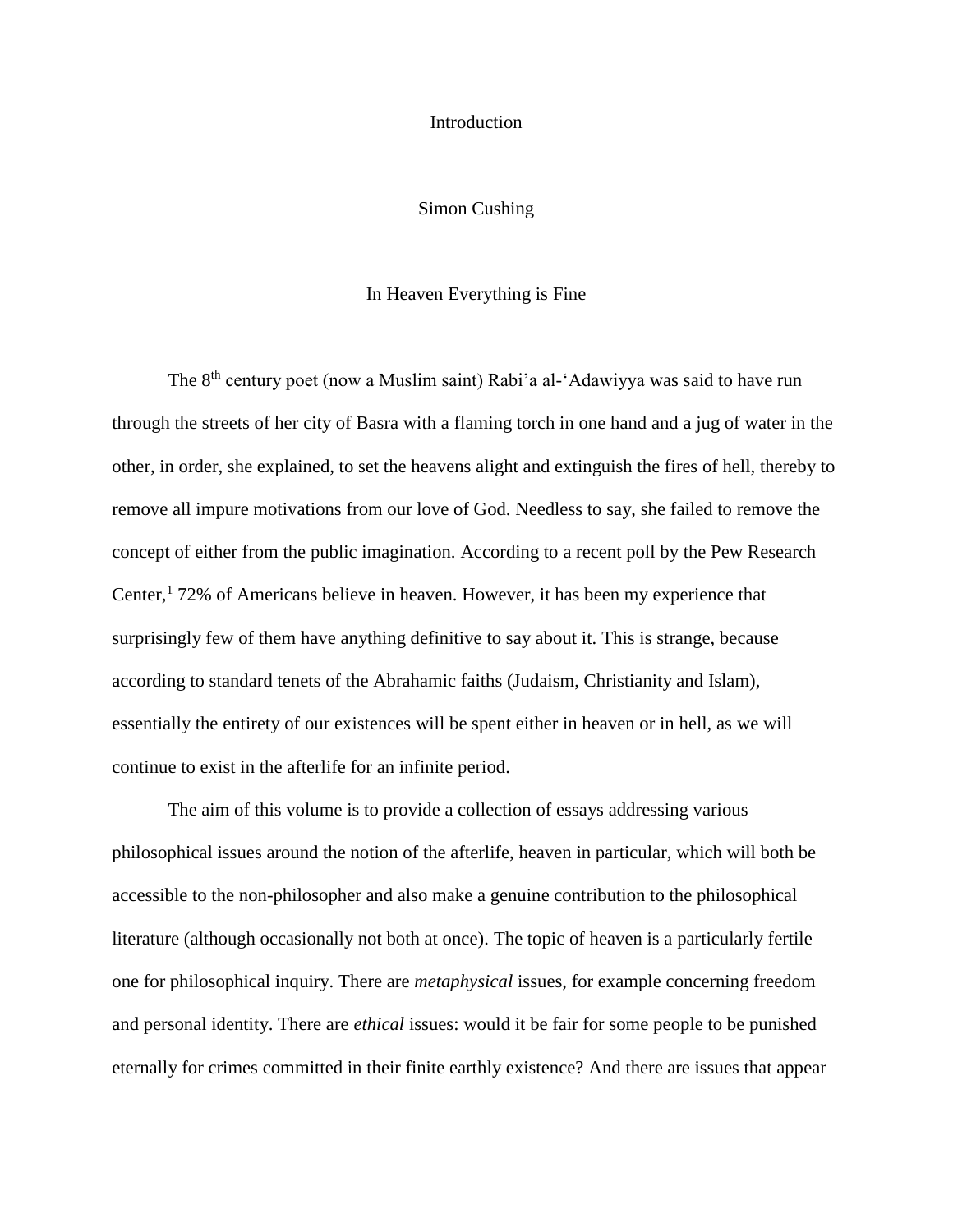# Introduction

Simon Cushing

## In Heaven Everything is Fine

The 8th century poet (now a Muslim saint) Rabi'a al-'Adawiyya was said to have run through the streets of her city of Basra with a flaming torch in one hand and a jug of water in the other, in order, she explained, to set the heavens alight and extinguish the fires of hell, thereby to remove all impure motivations from our love of God. Needless to say, she failed to remove the concept of either from the public imagination. According to a recent poll by the Pew Research Center,[1] 72% of Americans believe in heaven. However, it has been my experience that surprisingly few of them have anything definitive to say about it. This is strange, because according to standard tenets of the Abrahamic faiths (Judaism, Christianity and Islam), essentially the entirety of our existences will be spent either in heaven or in hell, as we will continue to exist in the afterlife for an infinite period.

The aim of this volume is to provide a collection of essays addressing various philosophical issues around the notion of the afterlife, heaven in particular, which will both be accessible to the non-philosopher and also make a genuine contribution to the philosophical literature (although occasionally not both at once). The topic of heaven is a particularly fertile one for philosophical inquiry. There are *metaphysical* issues, for example concerning freedom and personal identity. There are *ethical* issues: would it be fair for some people to be punished eternally for crimes committed in their finite earthly existence? And there are issues that appear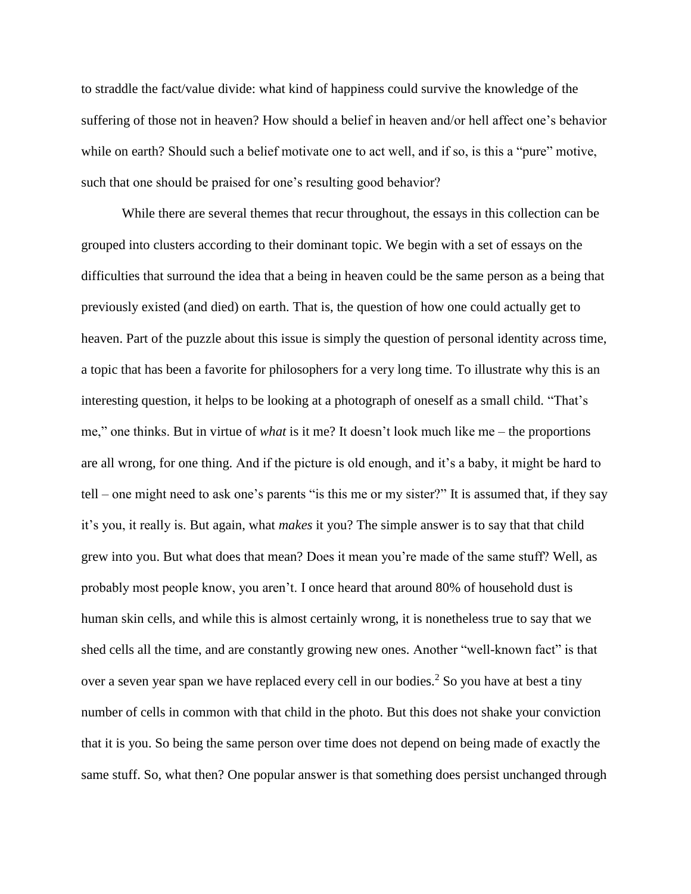to straddle the fact/value divide: what kind of happiness could survive the knowledge of the suffering of those not in heaven? How should a belief in heaven and/or hell affect one's behavior while on earth? Should such a belief motivate one to act well, and if so, is this a "pure" motive, such that one should be praised for one's resulting good behavior?

While there are several themes that recur throughout, the essays in this collection can be grouped into clusters according to their dominant topic. We begin with a set of essays on the difficulties that surround the idea that a being in heaven could be the same person as a being that previously existed (and died) on earth. That is, the question of how one could actually get to heaven. Part of the puzzle about this issue is simply the question of personal identity across time, a topic that has been a favorite for philosophers for a very long time. To illustrate why this is an interesting question, it helps to be looking at a photograph of oneself as a small child. "That's me," one thinks. But in virtue of *what* is it me? It doesn't look much like me – the proportions are all wrong, for one thing. And if the picture is old enough, and it's a baby, it might be hard to tell – one might need to ask one's parents "is this me or my sister?" It is assumed that, if they say it's you, it really is. But again, what *makes* it you? The simple answer is to say that that child grew into you. But what does that mean? Does it mean you're made of the same stuff? Well, as probably most people know, you aren't. I once heard that around 80% of household dust is human skin cells, and while this is almost certainly wrong, it is nonetheless true to say that we shed cells all the time, and are constantly growing new ones. Another "well-known fact" is that over a seven year span we have replaced every cell in our bodies.[2] So you have at best a tiny number of cells in common with that child in the photo. But this does not shake your conviction that it is you. So being the same person over time does not depend on being made of exactly the same stuff. So, what then? One popular answer is that something does persist unchanged through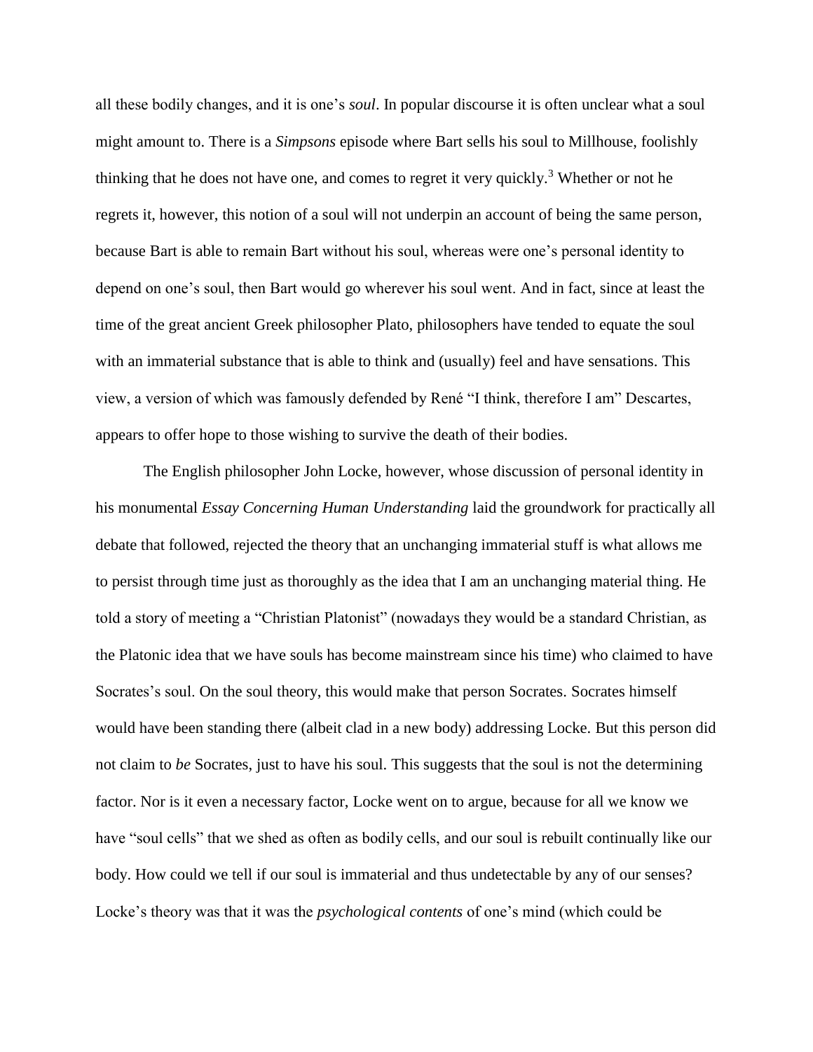all these bodily changes, and it is one's *soul*. In popular discourse it is often unclear what a soul might amount to. There is a *Simpsons* episode where Bart sells his soul to Millhouse, foolishly thinking that he does not have one, and comes to regret it very quickly.[3] Whether or not he regrets it, however, this notion of a soul will not underpin an account of being the same person, because Bart is able to remain Bart without his soul, whereas were one's personal identity to depend on one's soul, then Bart would go wherever his soul went. And in fact, since at least the time of the great ancient Greek philosopher Plato, philosophers have tended to equate the soul with an immaterial substance that is able to think and (usually) feel and have sensations. This view, a version of which was famously defended by René "I think, therefore I am" Descartes, appears to offer hope to those wishing to survive the death of their bodies.

The English philosopher John Locke, however, whose discussion of personal identity in his monumental *Essay Concerning Human Understanding* laid the groundwork for practically all debate that followed, rejected the theory that an unchanging immaterial stuff is what allows me to persist through time just as thoroughly as the idea that I am an unchanging material thing. He told a story of meeting a "Christian Platonist" (nowadays they would be a standard Christian, as the Platonic idea that we have souls has become mainstream since his time) who claimed to have Socrates's soul. On the soul theory, this would make that person Socrates. Socrates himself would have been standing there (albeit clad in a new body) addressing Locke. But this person did not claim to *be* Socrates, just to have his soul. This suggests that the soul is not the determining factor. Nor is it even a necessary factor, Locke went on to argue, because for all we know we have "soul cells" that we shed as often as bodily cells, and our soul is rebuilt continually like our body. How could we tell if our soul is immaterial and thus undetectable by any of our senses? Locke's theory was that it was the *psychological contents* of one's mind (which could be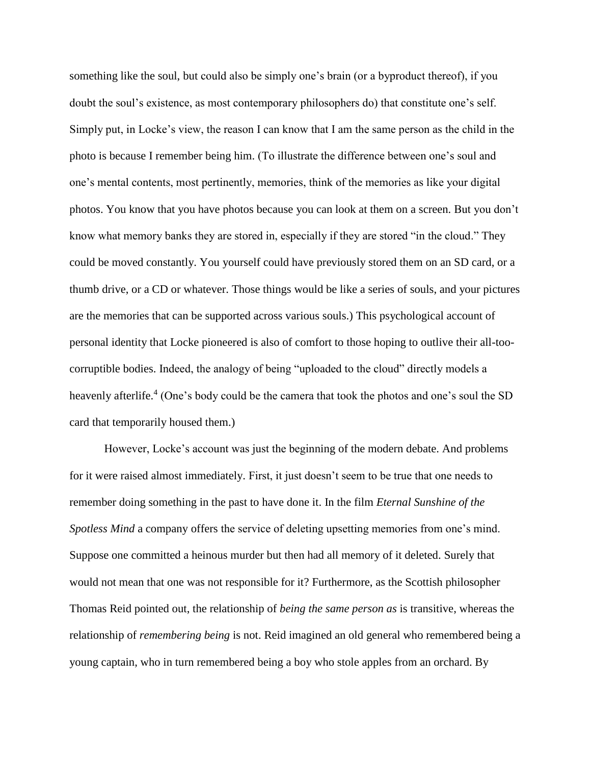something like the soul, but could also be simply one's brain (or a byproduct thereof), if you doubt the soul's existence, as most contemporary philosophers do) that constitute one's self. Simply put, in Locke's view, the reason I can know that I am the same person as the child in the photo is because I remember being him. (To illustrate the difference between one's soul and one's mental contents, most pertinently, memories, think of the memories as like your digital photos. You know that you have photos because you can look at them on a screen. But you don't know what memory banks they are stored in, especially if they are stored "in the cloud." They could be moved constantly. You yourself could have previously stored them on an SD card, or a thumb drive, or a CD or whatever. Those things would be like a series of souls, and your pictures are the memories that can be supported across various souls.) This psychological account of personal identity that Locke pioneered is also of comfort to those hoping to outlive their all-too-corruptible bodies. Indeed, the analogy of being "uploaded to the cloud" directly models a heavenly afterlife.[4] (One's body could be the camera that took the photos and one's soul the SD card that temporarily housed them.)

However, Locke's account was just the beginning of the modern debate. And problems for it were raised almost immediately. First, it just doesn't seem to be true that one needs to remember doing something in the past to have done it. In the film *Eternal Sunshine of the Spotless Mind* a company offers the service of deleting upsetting memories from one's mind. Suppose one committed a heinous murder but then had all memory of it deleted. Surely that would not mean that one was not responsible for it? Furthermore, as the Scottish philosopher Thomas Reid pointed out, the relationship of *being the same person as* is transitive, whereas the relationship of *remembering being* is not. Reid imagined an old general who remembered being a young captain, who in turn remembered being a boy who stole apples from an orchard. By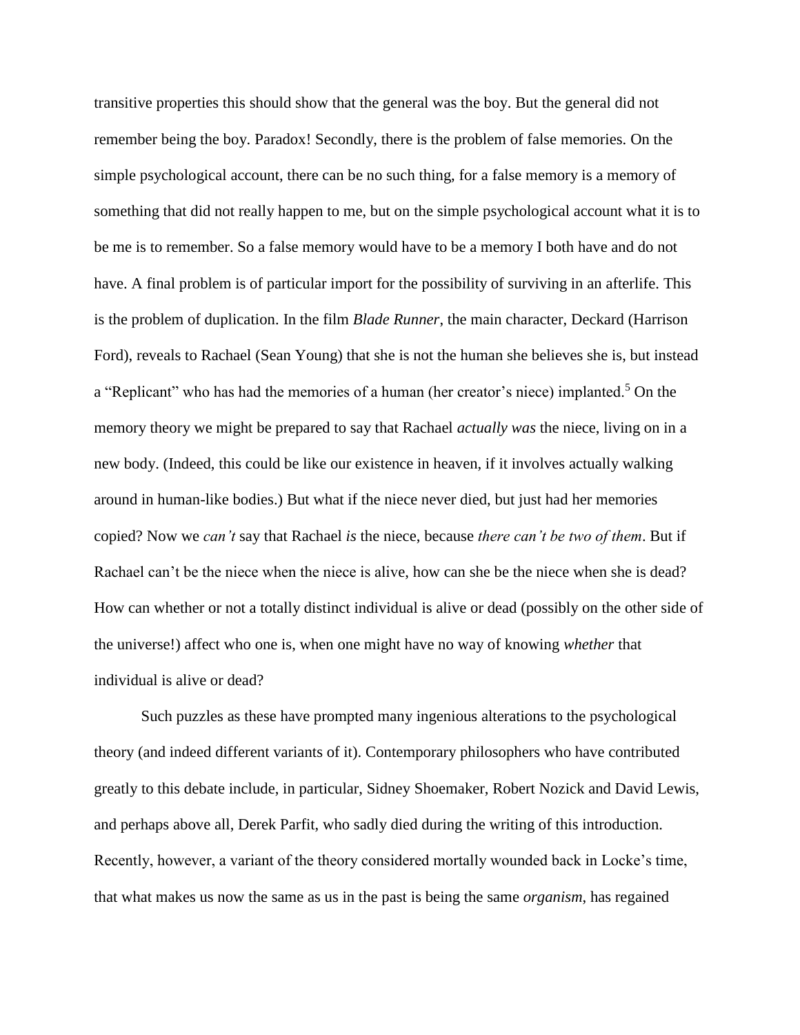transitive properties this should show that the general was the boy. But the general did not remember being the boy. Paradox! Secondly, there is the problem of false memories. On the simple psychological account, there can be no such thing, for a false memory is a memory of something that did not really happen to me, but on the simple psychological account what it is to be me is to remember. So a false memory would have to be a memory I both have and do not have. A final problem is of particular import for the possibility of surviving in an afterlife. This is the problem of duplication. In the film *Blade Runner*, the main character, Deckard (Harrison Ford), reveals to Rachael (Sean Young) that she is not the human she believes she is, but instead a "Replicant" who has had the memories of a human (her creator's niece) implanted.[5] On the memory theory we might be prepared to say that Rachael *actually was* the niece, living on in a new body. (Indeed, this could be like our existence in heaven, if it involves actually walking around in human-like bodies.) But what if the niece never died, but just had her memories copied? Now we *can't* say that Rachael *is* the niece, because *there can't be two of them*. But if Rachael can't be the niece when the niece is alive, how can she be the niece when she is dead? How can whether or not a totally distinct individual is alive or dead (possibly on the other side of the universe!) affect who one is, when one might have no way of knowing *whether* that individual is alive or dead?

Such puzzles as these have prompted many ingenious alterations to the psychological theory (and indeed different variants of it). Contemporary philosophers who have contributed greatly to this debate include, in particular, Sidney Shoemaker, Robert Nozick and David Lewis, and perhaps above all, Derek Parfit, who sadly died during the writing of this introduction. Recently, however, a variant of the theory considered mortally wounded back in Locke's time, that what makes us now the same as us in the past is being the same *organism*, has regained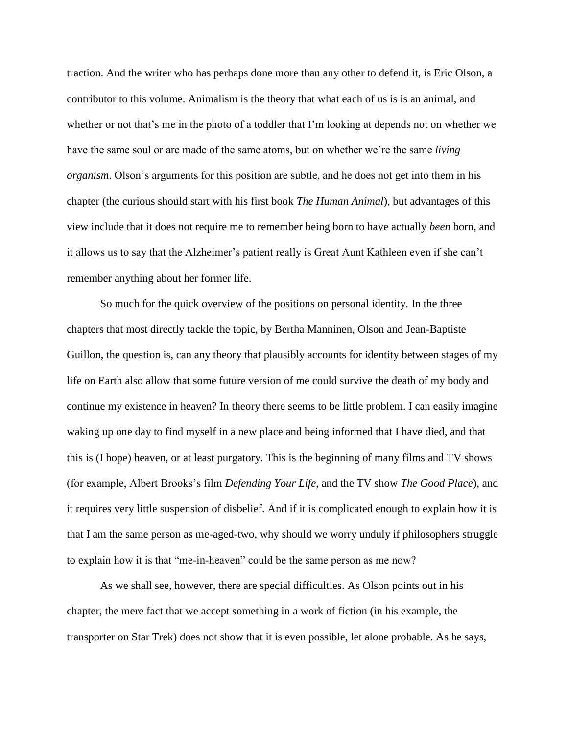traction. And the writer who has perhaps done more than any other to defend it, is Eric Olson, a contributor to this volume. Animalism is the theory that what each of us is is an animal, and whether or not that's me in the photo of a toddler that I'm looking at depends not on whether we have the same soul or are made of the same atoms, but on whether we're the same *living organism*. Olson's arguments for this position are subtle, and he does not get into them in his chapter (the curious should start with his first book *The Human Animal*), but advantages of this view include that it does not require me to remember being born to have actually *been* born, and it allows us to say that the Alzheimer's patient really is Great Aunt Kathleen even if she can't remember anything about her former life.

So much for the quick overview of the positions on personal identity. In the three chapters that most directly tackle the topic, by Bertha Manninen, Olson and Jean-Baptiste Guillon, the question is, can any theory that plausibly accounts for identity between stages of my life on Earth also allow that some future version of me could survive the death of my body and continue my existence in heaven? In theory there seems to be little problem. I can easily imagine waking up one day to find myself in a new place and being informed that I have died, and that this is (I hope) heaven, or at least purgatory. This is the beginning of many films and TV shows (for example, Albert Brooks's film *Defending Your Life*, and the TV show *The Good Place*), and it requires very little suspension of disbelief. And if it is complicated enough to explain how it is that I am the same person as me-aged-two, why should we worry unduly if philosophers struggle to explain how it is that "me-in-heaven" could be the same person as me now?

As we shall see, however, there are special difficulties. As Olson points out in his chapter, the mere fact that we accept something in a work of fiction (in his example, the transporter on Star Trek) does not show that it is even possible, let alone probable. As he says,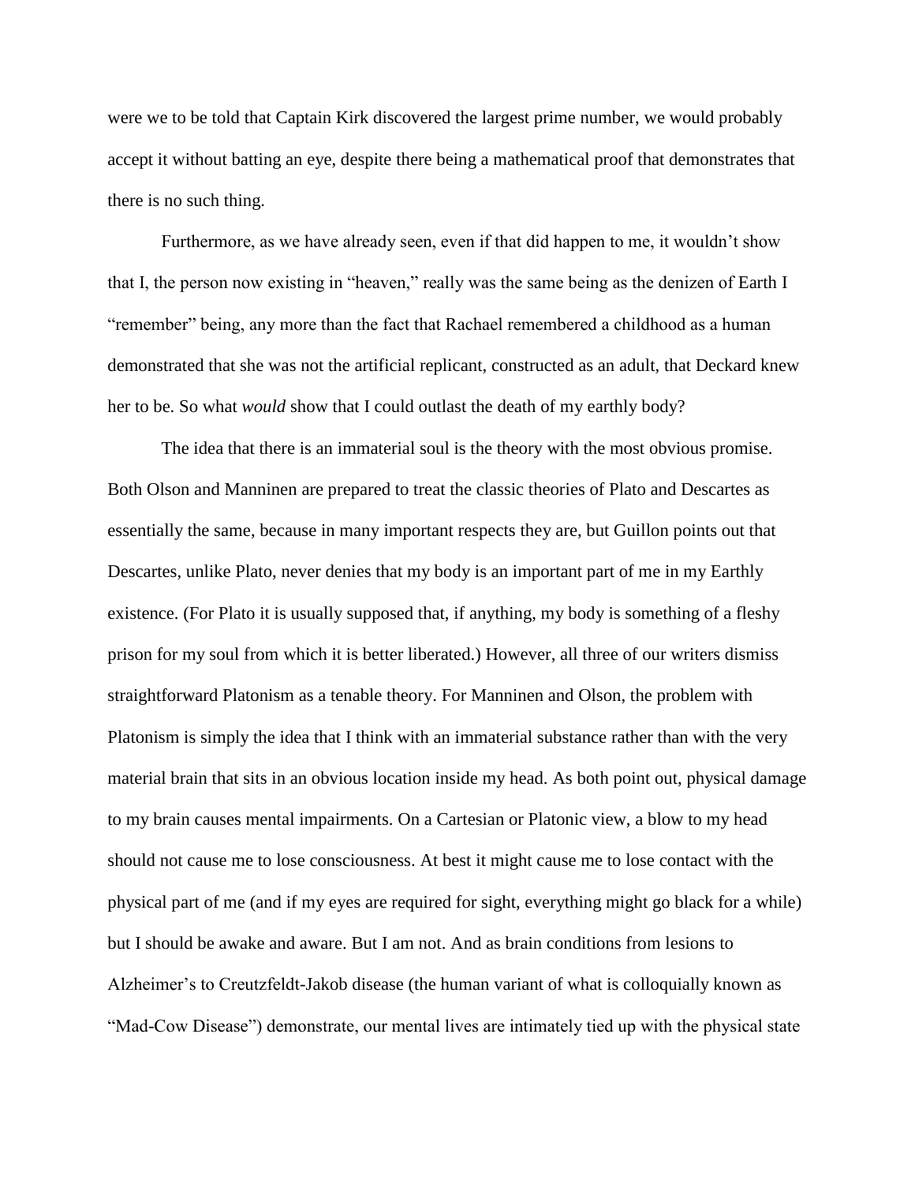were we to be told that Captain Kirk discovered the largest prime number, we would probably accept it without batting an eye, despite there being a mathematical proof that demonstrates that there is no such thing.

Furthermore, as we have already seen, even if that did happen to me, it wouldn't show that I, the person now existing in "heaven," really was the same being as the denizen of Earth I "remember" being, any more than the fact that Rachael remembered a childhood as a human demonstrated that she was not the artificial replicant, constructed as an adult, that Deckard knew her to be. So what *would* show that I could outlast the death of my earthly body?

The idea that there is an immaterial soul is the theory with the most obvious promise. Both Olson and Manninen are prepared to treat the classic theories of Plato and Descartes as essentially the same, because in many important respects they are, but Guillon points out that Descartes, unlike Plato, never denies that my body is an important part of me in my Earthly existence. (For Plato it is usually supposed that, if anything, my body is something of a fleshy prison for my soul from which it is better liberated.) However, all three of our writers dismiss straightforward Platonism as a tenable theory. For Manninen and Olson, the problem with Platonism is simply the idea that I think with an immaterial substance rather than with the very material brain that sits in an obvious location inside my head. As both point out, physical damage to my brain causes mental impairments. On a Cartesian or Platonic view, a blow to my head should not cause me to lose consciousness. At best it might cause me to lose contact with the physical part of me (and if my eyes are required for sight, everything might go black for a while) but I should be awake and aware. But I am not. And as brain conditions from lesions to Alzheimer's to Creutzfeldt-Jakob disease (the human variant of what is colloquially known as "Mad-Cow Disease") demonstrate, our mental lives are intimately tied up with the physical state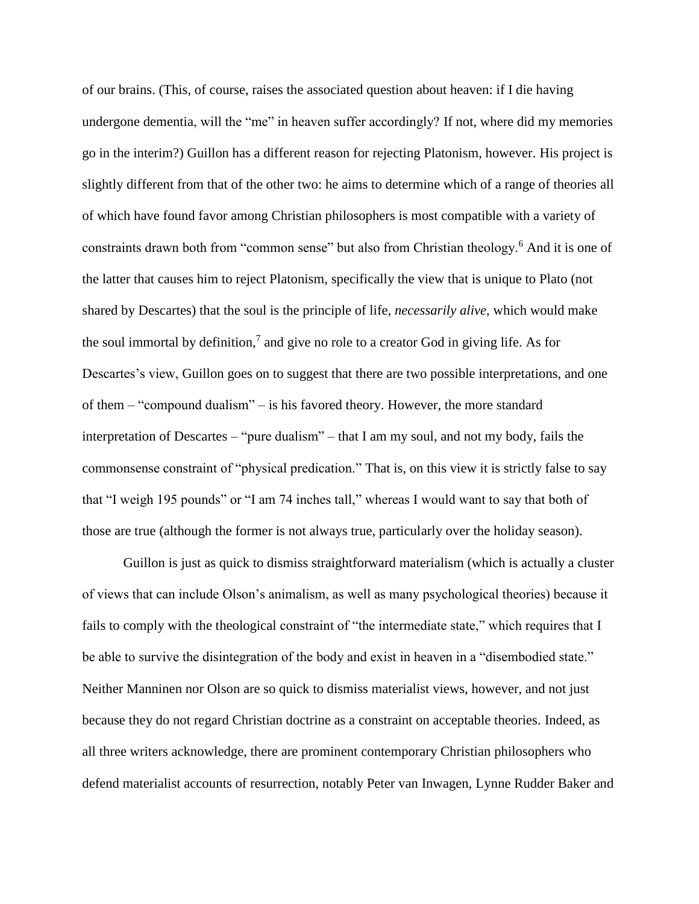of our brains. (This, of course, raises the associated question about heaven: if I die having undergone dementia, will the "me" in heaven suffer accordingly? If not, where did my memories go in the interim?) Guillon has a different reason for rejecting Platonism, however. His project is slightly different from that of the other two: he aims to determine which of a range of theories all of which have found favor among Christian philosophers is most compatible with a variety of constraints drawn both from "common sense" but also from Christian theology.[6] And it is one of the latter that causes him to reject Platonism, specifically the view that is unique to Plato (not shared by Descartes) that the soul is the principle of life, *necessarily alive*, which would make the soul immortal by definition,[7] and give no role to a creator God in giving life. As for Descartes's view, Guillon goes on to suggest that there are two possible interpretations, and one of them – "compound dualism" – is his favored theory. However, the more standard interpretation of Descartes – "pure dualism" – that I am my soul, and not my body, fails the commonsense constraint of "physical predication." That is, on this view it is strictly false to say that "I weigh 195 pounds" or "I am 74 inches tall," whereas I would want to say that both of those are true (although the former is not always true, particularly over the holiday season).

Guillon is just as quick to dismiss straightforward materialism (which is actually a cluster of views that can include Olson's animalism, as well as many psychological theories) because it fails to comply with the theological constraint of "the intermediate state," which requires that I be able to survive the disintegration of the body and exist in heaven in a "disembodied state." Neither Manninen nor Olson are so quick to dismiss materialist views, however, and not just because they do not regard Christian doctrine as a constraint on acceptable theories. Indeed, as all three writers acknowledge, there are prominent contemporary Christian philosophers who defend materialist accounts of resurrection, notably Peter van Inwagen, Lynne Rudder Baker and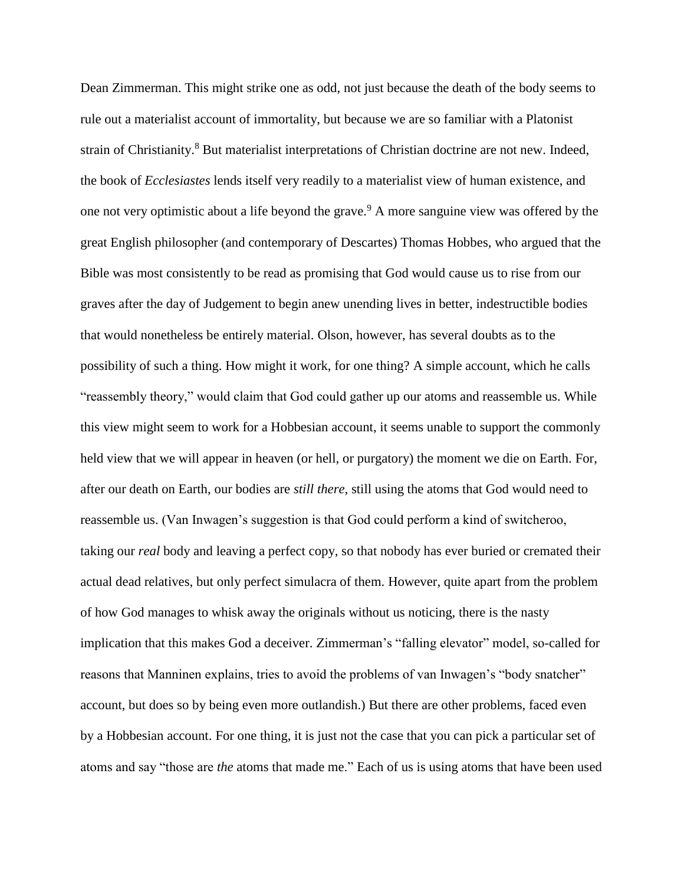Dean Zimmerman. This might strike one as odd, not just because the death of the body seems to rule out a materialist account of immortality, but because we are so familiar with a Platonist strain of Christianity.[8] But materialist interpretations of Christian doctrine are not new. Indeed, the book of *Ecclesiastes* lends itself very readily to a materialist view of human existence, and one not very optimistic about a life beyond the grave.[9] A more sanguine view was offered by the great English philosopher (and contemporary of Descartes) Thomas Hobbes, who argued that the Bible was most consistently to be read as promising that God would cause us to rise from our graves after the day of Judgement to begin anew unending lives in better, indestructible bodies that would nonetheless be entirely material. Olson, however, has several doubts as to the possibility of such a thing. How might it work, for one thing? A simple account, which he calls "reassembly theory," would claim that God could gather up our atoms and reassemble us. While this view might seem to work for a Hobbesian account, it seems unable to support the commonly held view that we will appear in heaven (or hell, or purgatory) the moment we die on Earth. For, after our death on Earth, our bodies are *still there*, still using the atoms that God would need to reassemble us. (Van Inwagen's suggestion is that God could perform a kind of switcheroo, taking our *real* body and leaving a perfect copy, so that nobody has ever buried or cremated their actual dead relatives, but only perfect simulacra of them. However, quite apart from the problem of how God manages to whisk away the originals without us noticing, there is the nasty implication that this makes God a deceiver. Zimmerman's "falling elevator" model, so-called for reasons that Manninen explains, tries to avoid the problems of van Inwagen's "body snatcher" account, but does so by being even more outlandish.) But there are other problems, faced even by a Hobbesian account. For one thing, it is just not the case that you can pick a particular set of atoms and say "those are *the* atoms that made me." Each of us is using atoms that have been used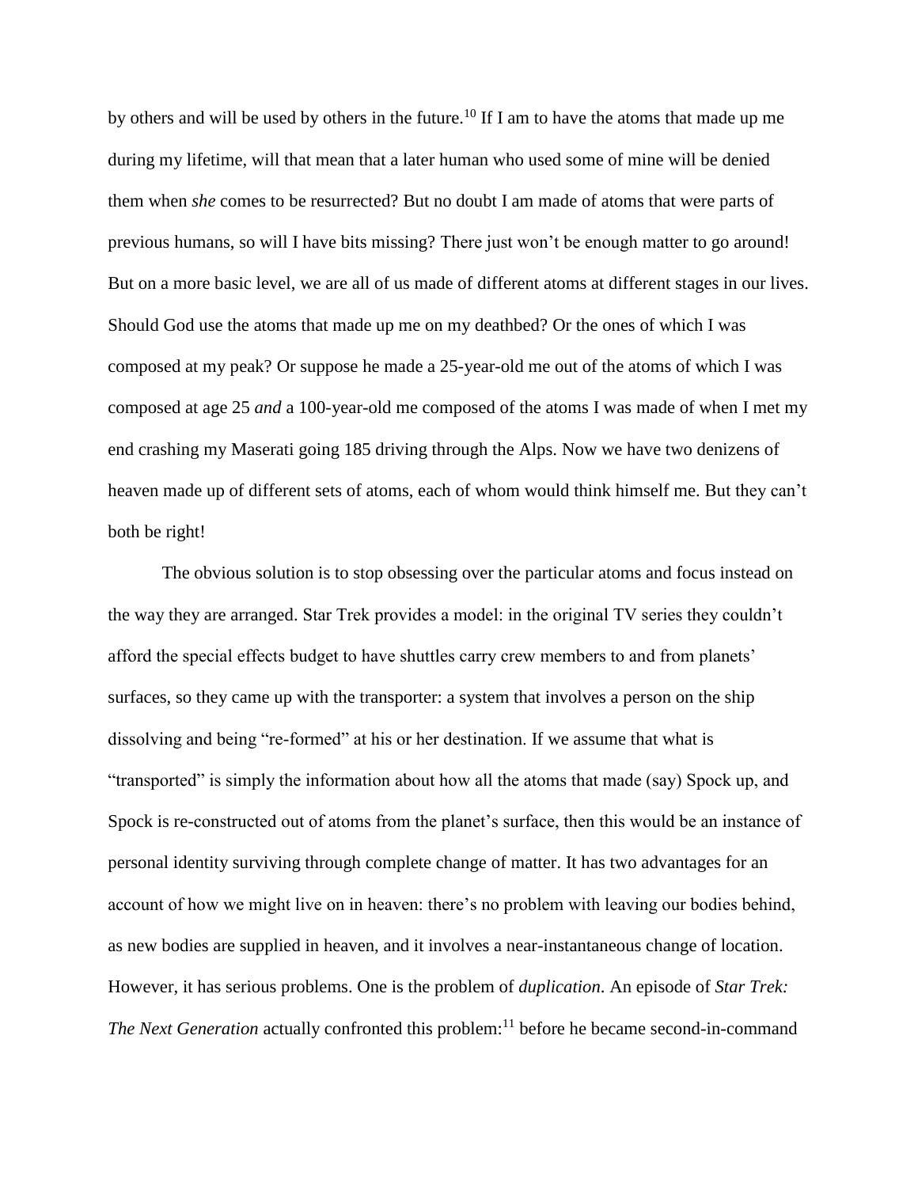by others and will be used by others in the future.[10] If I am to have the atoms that made up me during my lifetime, will that mean that a later human who used some of mine will be denied them when *she* comes to be resurrected? But no doubt I am made of atoms that were parts of previous humans, so will I have bits missing? There just won't be enough matter to go around! But on a more basic level, we are all of us made of different atoms at different stages in our lives. Should God use the atoms that made up me on my deathbed? Or the ones of which I was composed at my peak? Or suppose he made a 25-year-old me out of the atoms of which I was composed at age 25 *and* a 100-year-old me composed of the atoms I was made of when I met my end crashing my Maserati going 185 driving through the Alps. Now we have two denizens of heaven made up of different sets of atoms, each of whom would think himself me. But they can't both be right!

The obvious solution is to stop obsessing over the particular atoms and focus instead on the way they are arranged. Star Trek provides a model: in the original TV series they couldn't afford the special effects budget to have shuttles carry crew members to and from planets' surfaces, so they came up with the transporter: a system that involves a person on the ship dissolving and being "re-formed" at his or her destination. If we assume that what is "transported" is simply the information about how all the atoms that made (say) Spock up, and Spock is re-constructed out of atoms from the planet's surface, then this would be an instance of personal identity surviving through complete change of matter. It has two advantages for an account of how we might live on in heaven: there's no problem with leaving our bodies behind, as new bodies are supplied in heaven, and it involves a near-instantaneous change of location. However, it has serious problems. One is the problem of *duplication*. An episode of *Star Trek: The Next Generation* actually confronted this problem:[11] before he became second-in-command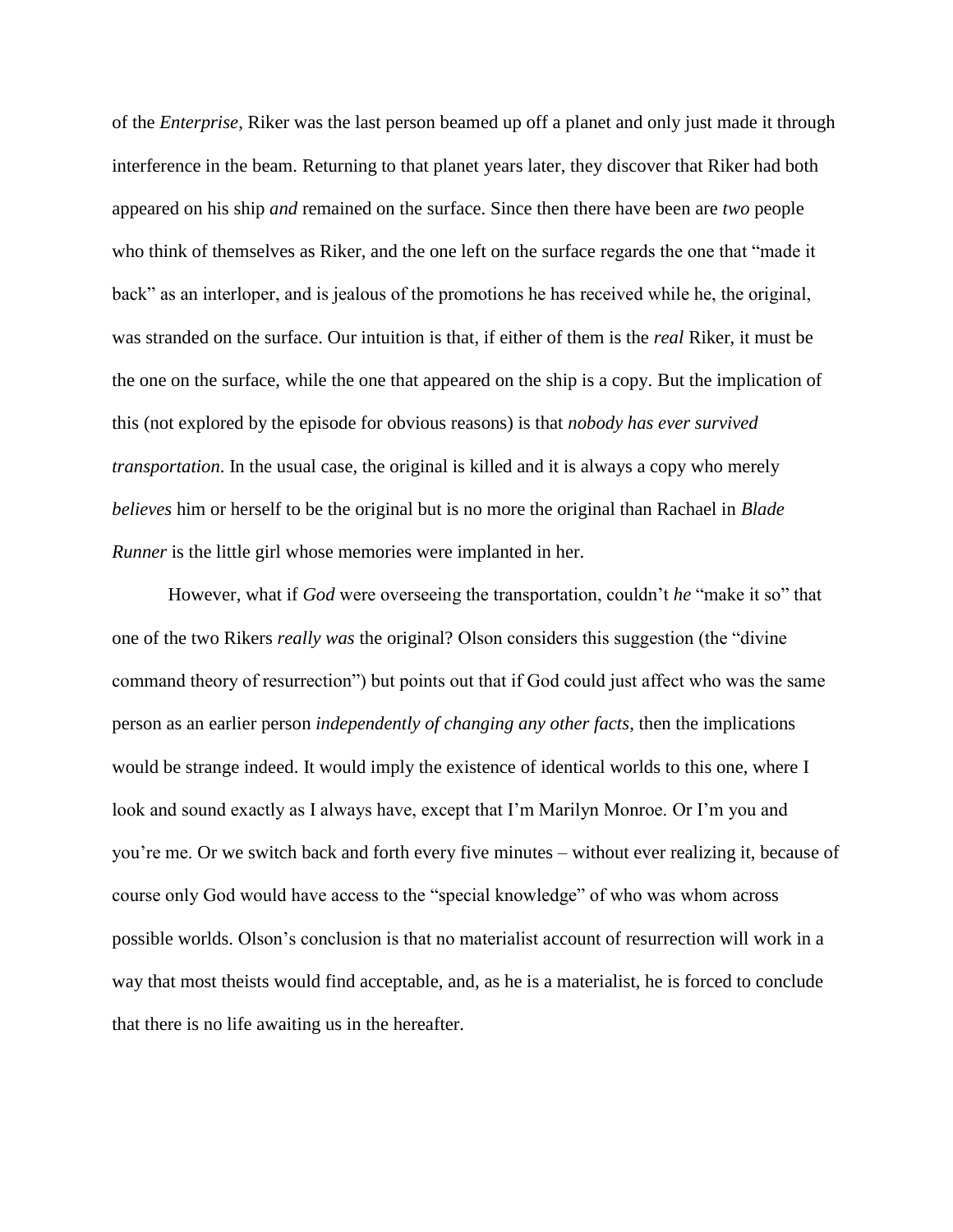of the *Enterprise*, Riker was the last person beamed up off a planet and only just made it through interference in the beam. Returning to that planet years later, they discover that Riker had both appeared on his ship *and* remained on the surface. Since then there have been are *two* people who think of themselves as Riker, and the one left on the surface regards the one that "made it back" as an interloper, and is jealous of the promotions he has received while he, the original, was stranded on the surface. Our intuition is that, if either of them is the *real* Riker, it must be the one on the surface, while the one that appeared on the ship is a copy. But the implication of this (not explored by the episode for obvious reasons) is that *nobody has ever survived transportation*. In the usual case, the original is killed and it is always a copy who merely *believes* him or herself to be the original but is no more the original than Rachael in *Blade Runner* is the little girl whose memories were implanted in her.

However, what if *God* were overseeing the transportation, couldn't *he* "make it so" that one of the two Rikers *really was* the original? Olson considers this suggestion (the "divine command theory of resurrection") but points out that if God could just affect who was the same person as an earlier person *independently of changing any other facts*, then the implications would be strange indeed. It would imply the existence of identical worlds to this one, where I look and sound exactly as I always have, except that I'm Marilyn Monroe. Or I'm you and you're me. Or we switch back and forth every five minutes – without ever realizing it, because of course only God would have access to the "special knowledge" of who was whom across possible worlds. Olson's conclusion is that no materialist account of resurrection will work in a way that most theists would find acceptable, and, as he is a materialist, he is forced to conclude that there is no life awaiting us in the hereafter.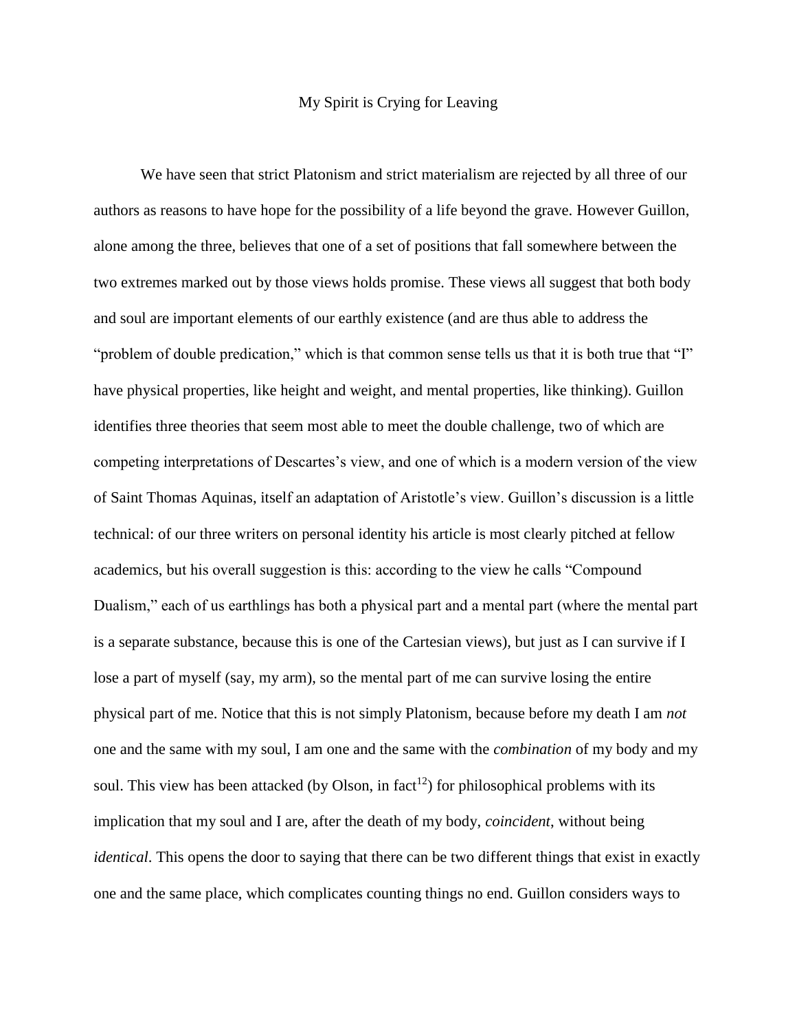My Spirit is Crying for Leaving

We have seen that strict Platonism and strict materialism are rejected by all three of our authors as reasons to have hope for the possibility of a life beyond the grave. However Guillon, alone among the three, believes that one of a set of positions that fall somewhere between the two extremes marked out by those views holds promise. These views all suggest that both body and soul are important elements of our earthly existence (and are thus able to address the "problem of double predication," which is that common sense tells us that it is both true that "I" have physical properties, like height and weight, and mental properties, like thinking). Guillon identifies three theories that seem most able to meet the double challenge, two of which are competing interpretations of Descartes's view, and one of which is a modern version of the view of Saint Thomas Aquinas, itself an adaptation of Aristotle's view. Guillon's discussion is a little technical: of our three writers on personal identity his article is most clearly pitched at fellow academics, but his overall suggestion is this: according to the view he calls "Compound Dualism," each of us earthlings has both a physical part and a mental part (where the mental part is a separate substance, because this is one of the Cartesian views), but just as I can survive if I lose a part of myself (say, my arm), so the mental part of me can survive losing the entire physical part of me. Notice that this is not simply Platonism, because before my death I am *not* one and the same with my soul, I am one and the same with the *combination* of my body and my soul. This view has been attacked (by Olson, in fact[12]) for philosophical problems with its implication that my soul and I are, after the death of my body, *coincident*, without being *identical*. This opens the door to saying that there can be two different things that exist in exactly one and the same place, which complicates counting things no end. Guillon considers ways to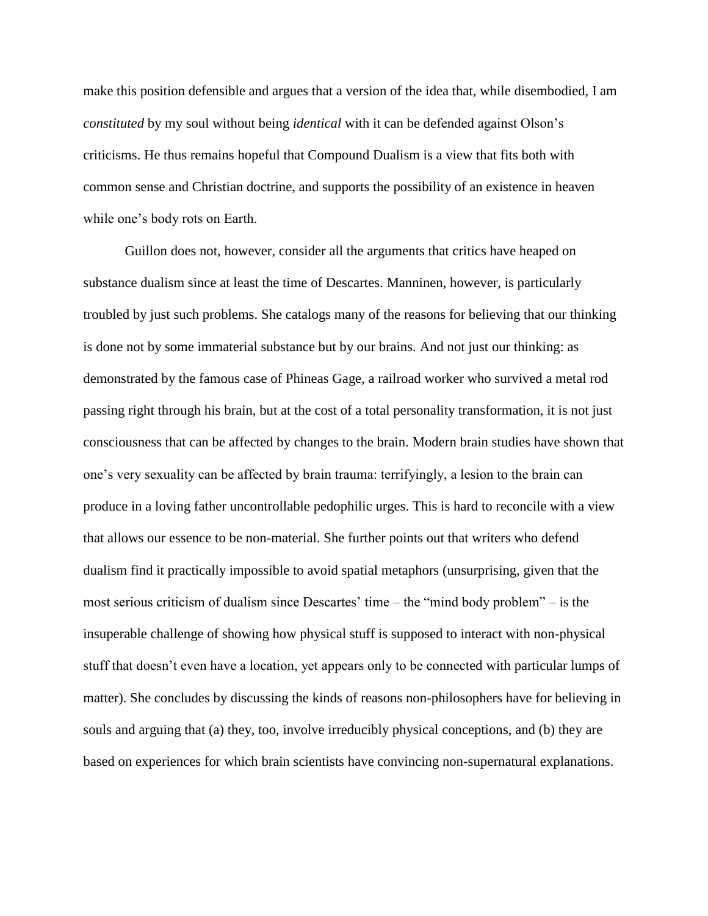make this position defensible and argues that a version of the idea that, while disembodied, I am *constituted* by my soul without being *identical* with it can be defended against Olson's criticisms. He thus remains hopeful that Compound Dualism is a view that fits both with common sense and Christian doctrine, and supports the possibility of an existence in heaven while one's body rots on Earth.

Guillon does not, however, consider all the arguments that critics have heaped on substance dualism since at least the time of Descartes. Manninen, however, is particularly troubled by just such problems. She catalogs many of the reasons for believing that our thinking is done not by some immaterial substance but by our brains. And not just our thinking: as demonstrated by the famous case of Phineas Gage, a railroad worker who survived a metal rod passing right through his brain, but at the cost of a total personality transformation, it is not just consciousness that can be affected by changes to the brain. Modern brain studies have shown that one's very sexuality can be affected by brain trauma: terrifyingly, a lesion to the brain can produce in a loving father uncontrollable pedophilic urges. This is hard to reconcile with a view that allows our essence to be non-material. She further points out that writers who defend dualism find it practically impossible to avoid spatial metaphors (unsurprising, given that the most serious criticism of dualism since Descartes' time – the "mind body problem" – is the insuperable challenge of showing how physical stuff is supposed to interact with non-physical stuff that doesn't even have a location, yet appears only to be connected with particular lumps of matter). She concludes by discussing the kinds of reasons non-philosophers have for believing in souls and arguing that (a) they, too, involve irreducibly physical conceptions, and (b) they are based on experiences for which brain scientists have convincing non-supernatural explanations.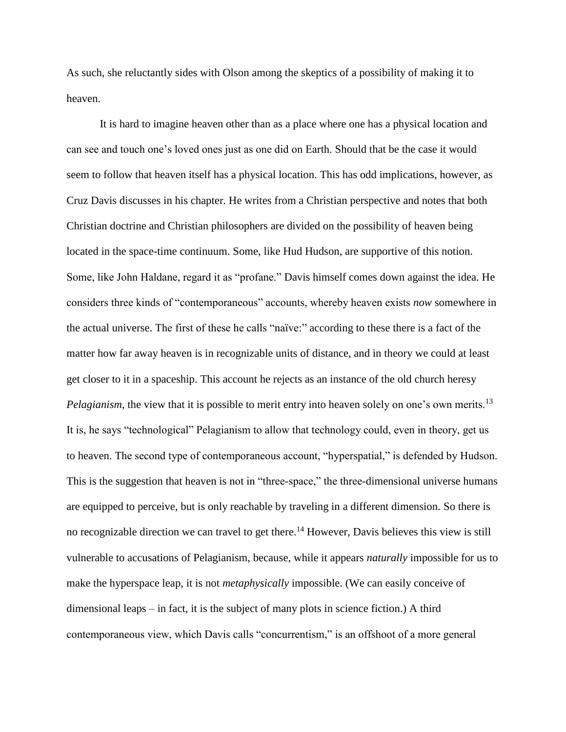As such, she reluctantly sides with Olson among the skeptics of a possibility of making it to heaven.

It is hard to imagine heaven other than as a place where one has a physical location and can see and touch one's loved ones just as one did on Earth. Should that be the case it would seem to follow that heaven itself has a physical location. This has odd implications, however, as Cruz Davis discusses in his chapter. He writes from a Christian perspective and notes that both Christian doctrine and Christian philosophers are divided on the possibility of heaven being located in the space-time continuum. Some, like Hud Hudson, are supportive of this notion. Some, like John Haldane, regard it as "profane." Davis himself comes down against the idea. He considers three kinds of "contemporaneous" accounts, whereby heaven exists *now* somewhere in the actual universe. The first of these he calls "naïve:" according to these there is a fact of the matter how far away heaven is in recognizable units of distance, and in theory we could at least get closer to it in a spaceship. This account he rejects as an instance of the old church heresy *Pelagianism*, the view that it is possible to merit entry into heaven solely on one's own merits.[13] It is, he says "technological" Pelagianism to allow that technology could, even in theory, get us to heaven. The second type of contemporaneous account, "hyperspatial," is defended by Hudson. This is the suggestion that heaven is not in "three-space," the three-dimensional universe humans are equipped to perceive, but is only reachable by traveling in a different dimension. So there is no recognizable direction we can travel to get there.[14] However, Davis believes this view is still vulnerable to accusations of Pelagianism, because, while it appears *naturally* impossible for us to make the hyperspace leap, it is not *metaphysically* impossible. (We can easily conceive of dimensional leaps – in fact, it is the subject of many plots in science fiction.) A third contemporaneous view, which Davis calls "concurrentism," is an offshoot of a more general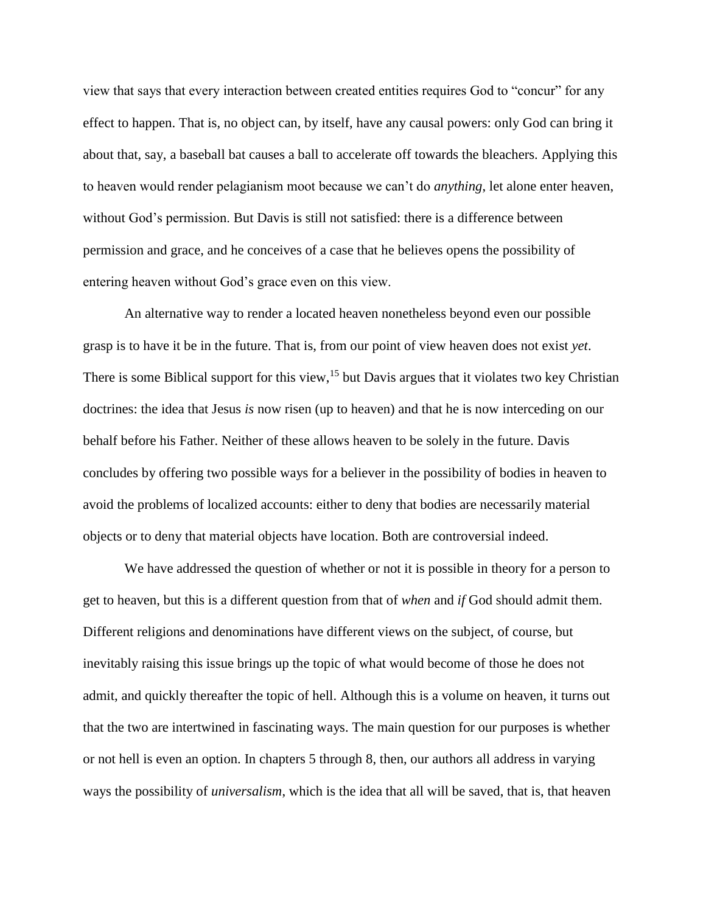view that says that every interaction between created entities requires God to "concur" for any effect to happen. That is, no object can, by itself, have any causal powers: only God can bring it about that, say, a baseball bat causes a ball to accelerate off towards the bleachers. Applying this to heaven would render pelagianism moot because we can't do *anything*, let alone enter heaven, without God's permission. But Davis is still not satisfied: there is a difference between permission and grace, and he conceives of a case that he believes opens the possibility of entering heaven without God's grace even on this view.

An alternative way to render a located heaven nonetheless beyond even our possible grasp is to have it be in the future. That is, from our point of view heaven does not exist *yet*. There is some Biblical support for this view,[15] but Davis argues that it violates two key Christian doctrines: the idea that Jesus *is* now risen (up to heaven) and that he is now interceding on our behalf before his Father. Neither of these allows heaven to be solely in the future. Davis concludes by offering two possible ways for a believer in the possibility of bodies in heaven to avoid the problems of localized accounts: either to deny that bodies are necessarily material objects or to deny that material objects have location. Both are controversial indeed.

We have addressed the question of whether or not it is possible in theory for a person to get to heaven, but this is a different question from that of *when* and *if* God should admit them. Different religions and denominations have different views on the subject, of course, but inevitably raising this issue brings up the topic of what would become of those he does not admit, and quickly thereafter the topic of hell. Although this is a volume on heaven, it turns out that the two are intertwined in fascinating ways. The main question for our purposes is whether or not hell is even an option. In chapters 5 through 8, then, our authors all address in varying ways the possibility of *universalism*, which is the idea that all will be saved, that is, that heaven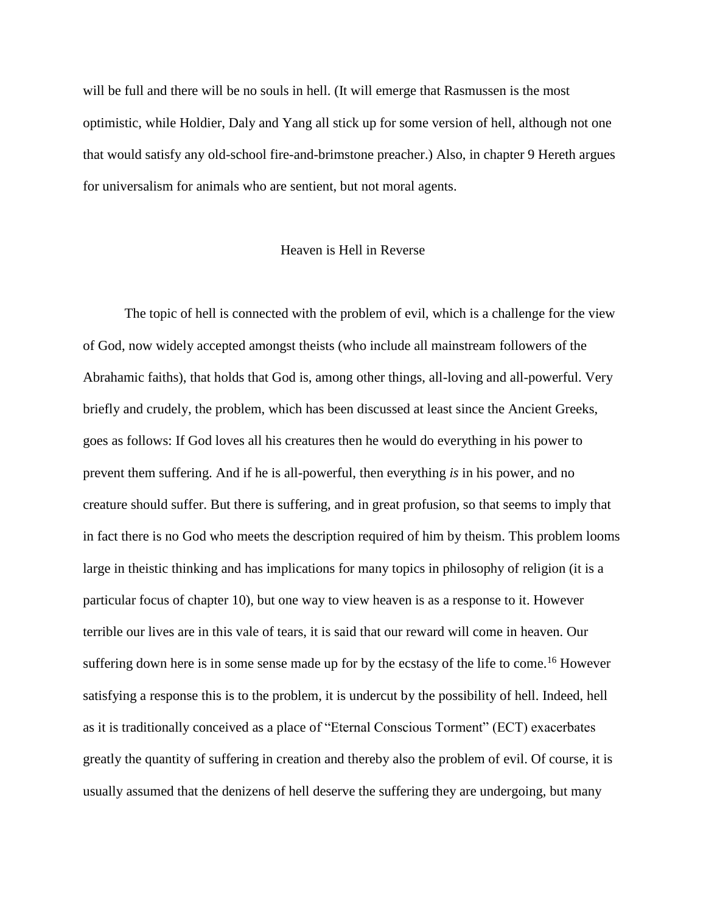will be full and there will be no souls in hell. (It will emerge that Rasmussen is the most optimistic, while Holdier, Daly and Yang all stick up for some version of hell, although not one that would satisfy any old-school fire-and-brimstone preacher.) Also, in chapter 9 Hereth argues for universalism for animals who are sentient, but not moral agents.

## Heaven is Hell in Reverse

The topic of hell is connected with the problem of evil, which is a challenge for the view of God, now widely accepted amongst theists (who include all mainstream followers of the Abrahamic faiths), that holds that God is, among other things, all-loving and all-powerful. Very briefly and crudely, the problem, which has been discussed at least since the Ancient Greeks, goes as follows: If God loves all his creatures then he would do everything in his power to prevent them suffering. And if he is all-powerful, then everything *is* in his power, and no creature should suffer. But there is suffering, and in great profusion, so that seems to imply that in fact there is no God who meets the description required of him by theism. This problem looms large in theistic thinking and has implications for many topics in philosophy of religion (it is a particular focus of chapter 10), but one way to view heaven is as a response to it. However terrible our lives are in this vale of tears, it is said that our reward will come in heaven. Our suffering down here is in some sense made up for by the ecstasy of the life to come.[16] However satisfying a response this is to the problem, it is undercut by the possibility of hell. Indeed, hell as it is traditionally conceived as a place of "Eternal Conscious Torment" (ECT) exacerbates greatly the quantity of suffering in creation and thereby also the problem of evil. Of course, it is usually assumed that the denizens of hell deserve the suffering they are undergoing, but many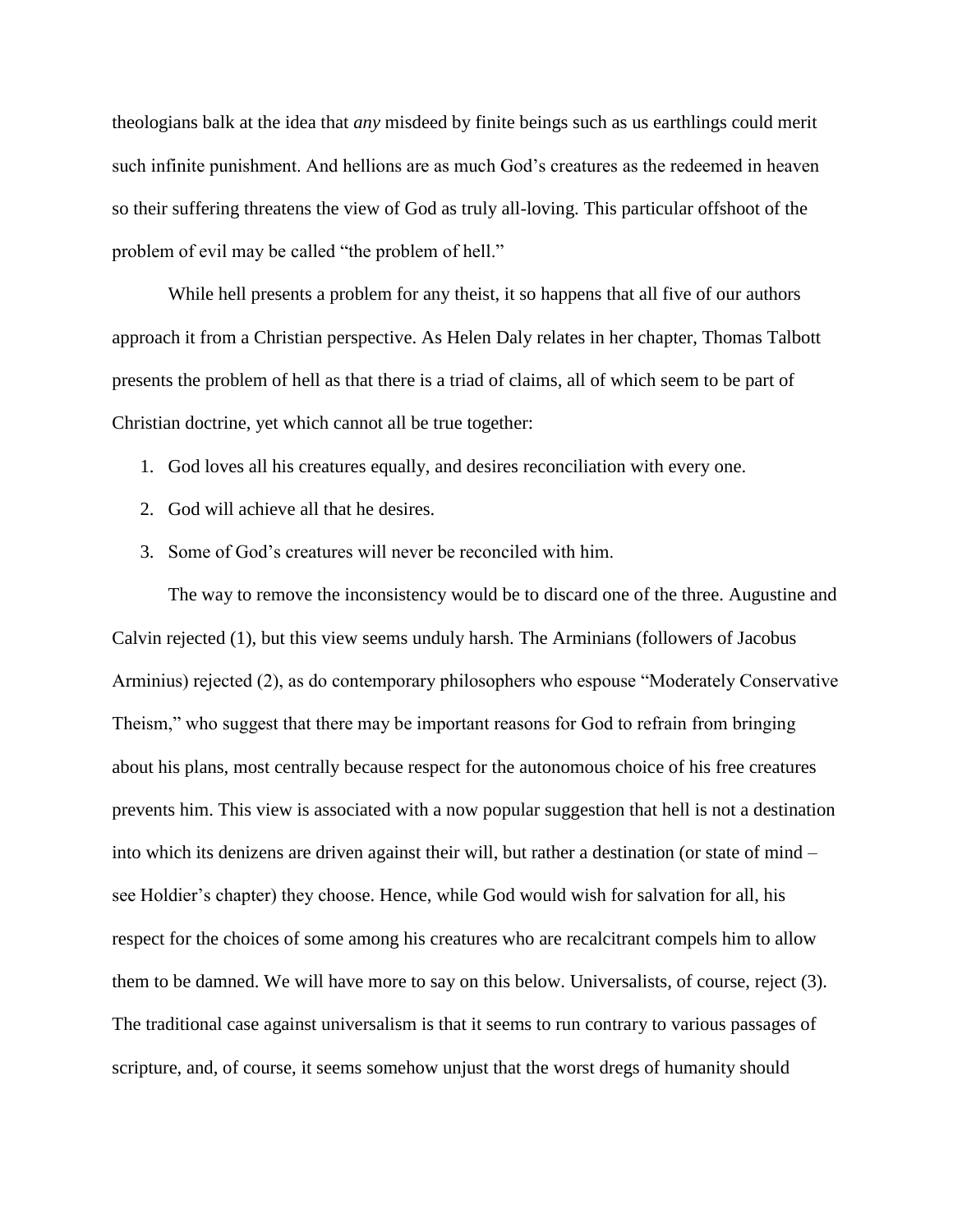theologians balk at the idea that *any* misdeed by finite beings such as us earthlings could merit such infinite punishment. And hellions are as much God's creatures as the redeemed in heaven so their suffering threatens the view of God as truly all-loving. This particular offshoot of the problem of evil may be called "the problem of hell."

While hell presents a problem for any theist, it so happens that all five of our authors approach it from a Christian perspective. As Helen Daly relates in her chapter, Thomas Talbott presents the problem of hell as that there is a triad of claims, all of which seem to be part of Christian doctrine, yet which cannot all be true together:

1. God loves all his creatures equally, and desires reconciliation with every one.
2. God will achieve all that he desires.
3. Some of God's creatures will never be reconciled with him.

The way to remove the inconsistency would be to discard one of the three. Augustine and Calvin rejected (1), but this view seems unduly harsh. The Arminians (followers of Jacobus Arminius) rejected (2), as do contemporary philosophers who espouse "Moderately Conservative Theism," who suggest that there may be important reasons for God to refrain from bringing about his plans, most centrally because respect for the autonomous choice of his free creatures prevents him. This view is associated with a now popular suggestion that hell is not a destination into which its denizens are driven against their will, but rather a destination (or state of mind – see Holdier's chapter) they choose. Hence, while God would wish for salvation for all, his respect for the choices of some among his creatures who are recalcitrant compels him to allow them to be damned. We will have more to say on this below. Universalists, of course, reject (3). The traditional case against universalism is that it seems to run contrary to various passages of scripture, and, of course, it seems somehow unjust that the worst dregs of humanity should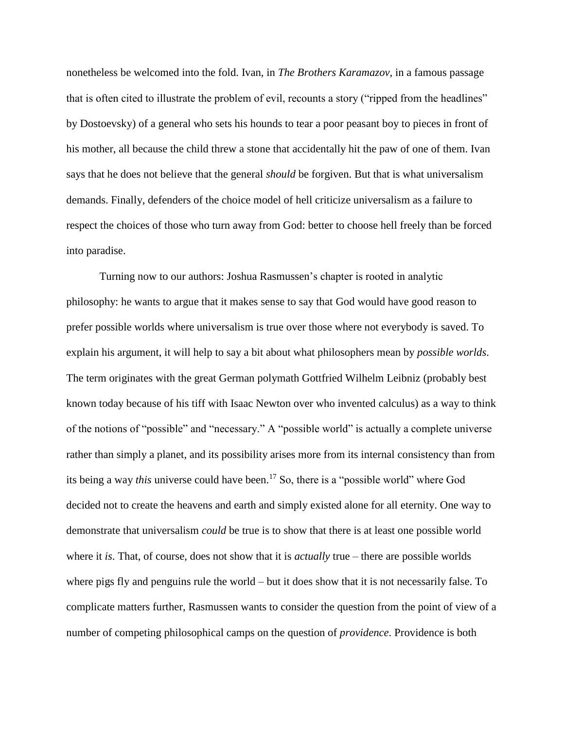nonetheless be welcomed into the fold. Ivan, in *The Brothers Karamazov*, in a famous passage that is often cited to illustrate the problem of evil, recounts a story ("ripped from the headlines" by Dostoevsky) of a general who sets his hounds to tear a poor peasant boy to pieces in front of his mother, all because the child threw a stone that accidentally hit the paw of one of them. Ivan says that he does not believe that the general *should* be forgiven. But that is what universalism demands. Finally, defenders of the choice model of hell criticize universalism as a failure to respect the choices of those who turn away from God: better to choose hell freely than be forced into paradise.

Turning now to our authors: Joshua Rasmussen's chapter is rooted in analytic philosophy: he wants to argue that it makes sense to say that God would have good reason to prefer possible worlds where universalism is true over those where not everybody is saved. To explain his argument, it will help to say a bit about what philosophers mean by *possible worlds*. The term originates with the great German polymath Gottfried Wilhelm Leibniz (probably best known today because of his tiff with Isaac Newton over who invented calculus) as a way to think of the notions of "possible" and "necessary." A "possible world" is actually a complete universe rather than simply a planet, and its possibility arises more from its internal consistency than from its being a way *this* universe could have been.[17] So, there is a "possible world" where God decided not to create the heavens and earth and simply existed alone for all eternity. One way to demonstrate that universalism *could* be true is to show that there is at least one possible world where it *is*. That, of course, does not show that it is *actually* true – there are possible worlds where pigs fly and penguins rule the world – but it does show that it is not necessarily false. To complicate matters further, Rasmussen wants to consider the question from the point of view of a number of competing philosophical camps on the question of *providence*. Providence is both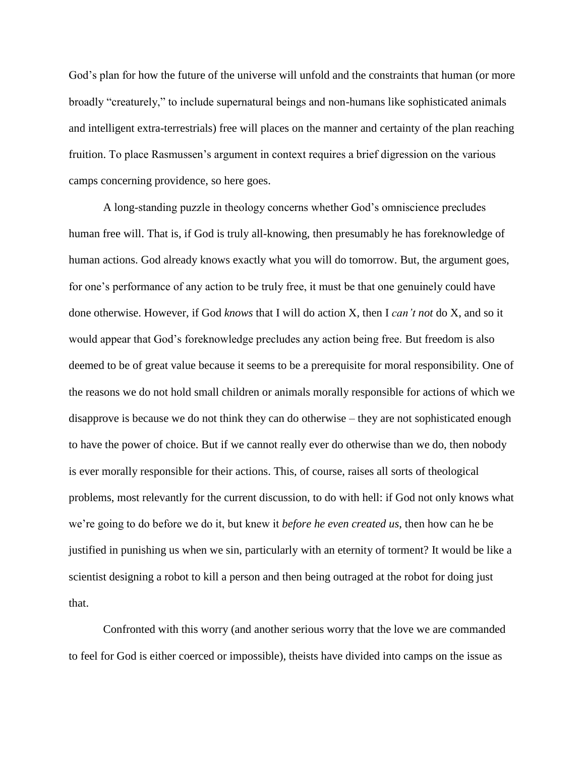God’s plan for how the future of the universe will unfold and the constraints that human (or more broadly “creaturely,” to include supernatural beings and non-humans like sophisticated animals and intelligent extra-terrestrials) free will places on the manner and certainty of the plan reaching fruition. To place Rasmussen’s argument in context requires a brief digression on the various camps concerning providence, so here goes.

A long-standing puzzle in theology concerns whether God’s omniscience precludes human free will. That is, if God is truly all-knowing, then presumably he has foreknowledge of human actions. God already knows exactly what you will do tomorrow. But, the argument goes, for one’s performance of any action to be truly free, it must be that one genuinely could have done otherwise. However, if God *knows* that I will do action X, then I *can’t not* do X, and so it would appear that God’s foreknowledge precludes any action being free. But freedom is also deemed to be of great value because it seems to be a prerequisite for moral responsibility. One of the reasons we do not hold small children or animals morally responsible for actions of which we disapprove is because we do not think they can do otherwise – they are not sophisticated enough to have the power of choice. But if we cannot really ever do otherwise than we do, then nobody is ever morally responsible for their actions. This, of course, raises all sorts of theological problems, most relevantly for the current discussion, to do with hell: if God not only knows what we’re going to do before we do it, but knew it *before he even created us*, then how can he be justified in punishing us when we sin, particularly with an eternity of torment? It would be like a scientist designing a robot to kill a person and then being outraged at the robot for doing just that.

Confronted with this worry (and another serious worry that the love we are commanded to feel for God is either coerced or impossible), theists have divided into camps on the issue as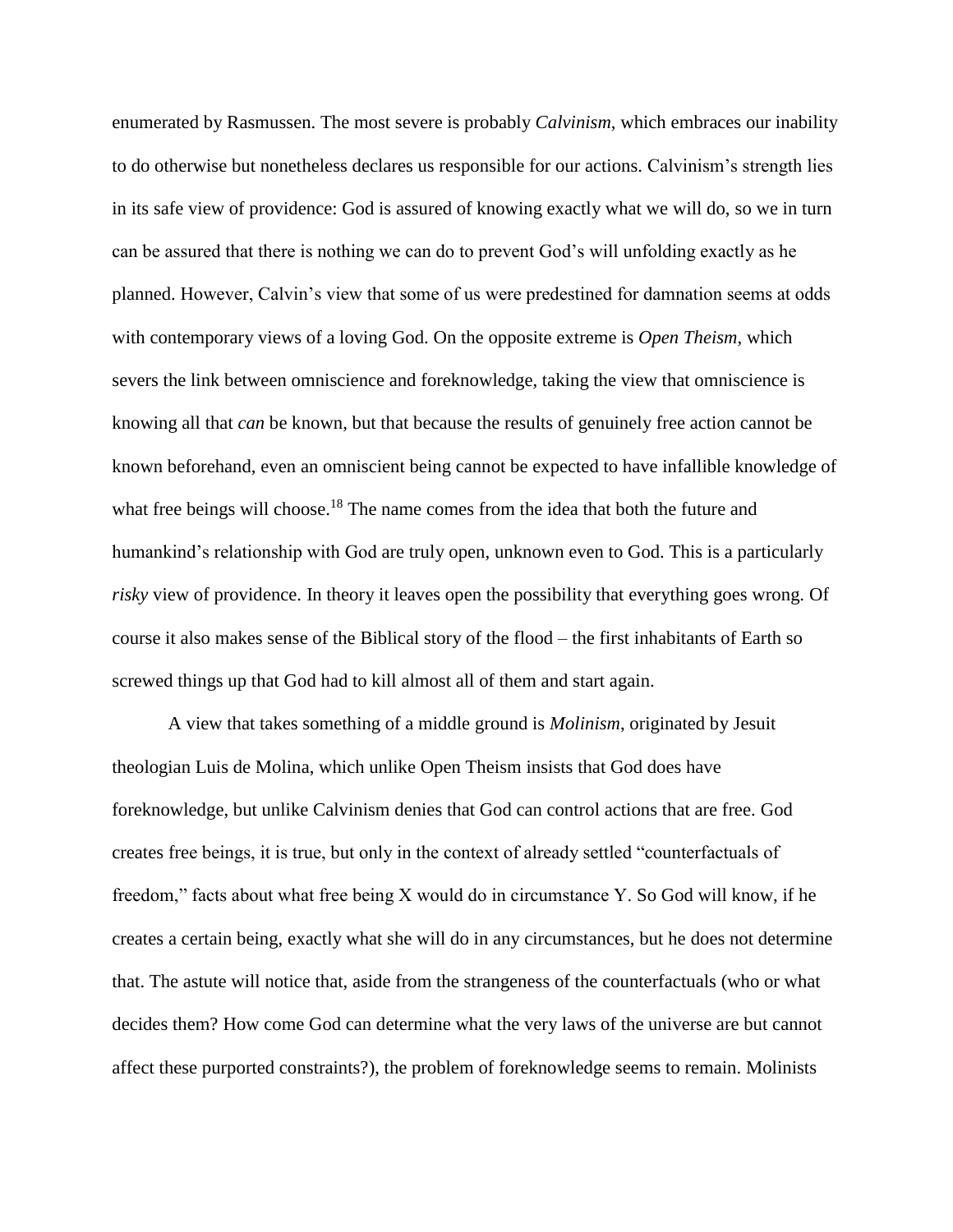enumerated by Rasmussen. The most severe is probably *Calvinism*, which embraces our inability to do otherwise but nonetheless declares us responsible for our actions. Calvinism's strength lies in its safe view of providence: God is assured of knowing exactly what we will do, so we in turn can be assured that there is nothing we can do to prevent God's will unfolding exactly as he planned. However, Calvin's view that some of us were predestined for damnation seems at odds with contemporary views of a loving God. On the opposite extreme is *Open Theism*, which severs the link between omniscience and foreknowledge, taking the view that omniscience is knowing all that *can* be known, but that because the results of genuinely free action cannot be known beforehand, even an omniscient being cannot be expected to have infallible knowledge of what free beings will choose.[18] The name comes from the idea that both the future and humankind's relationship with God are truly open, unknown even to God. This is a particularly *risky* view of providence. In theory it leaves open the possibility that everything goes wrong. Of course it also makes sense of the Biblical story of the flood – the first inhabitants of Earth so screwed things up that God had to kill almost all of them and start again.

A view that takes something of a middle ground is *Molinism*, originated by Jesuit theologian Luis de Molina, which unlike Open Theism insists that God does have foreknowledge, but unlike Calvinism denies that God can control actions that are free. God creates free beings, it is true, but only in the context of already settled "counterfactuals of freedom," facts about what free being X would do in circumstance Y. So God will know, if he creates a certain being, exactly what she will do in any circumstances, but he does not determine that. The astute will notice that, aside from the strangeness of the counterfactuals (who or what decides them? How come God can determine what the very laws of the universe are but cannot affect these purported constraints?), the problem of foreknowledge seems to remain. Molinists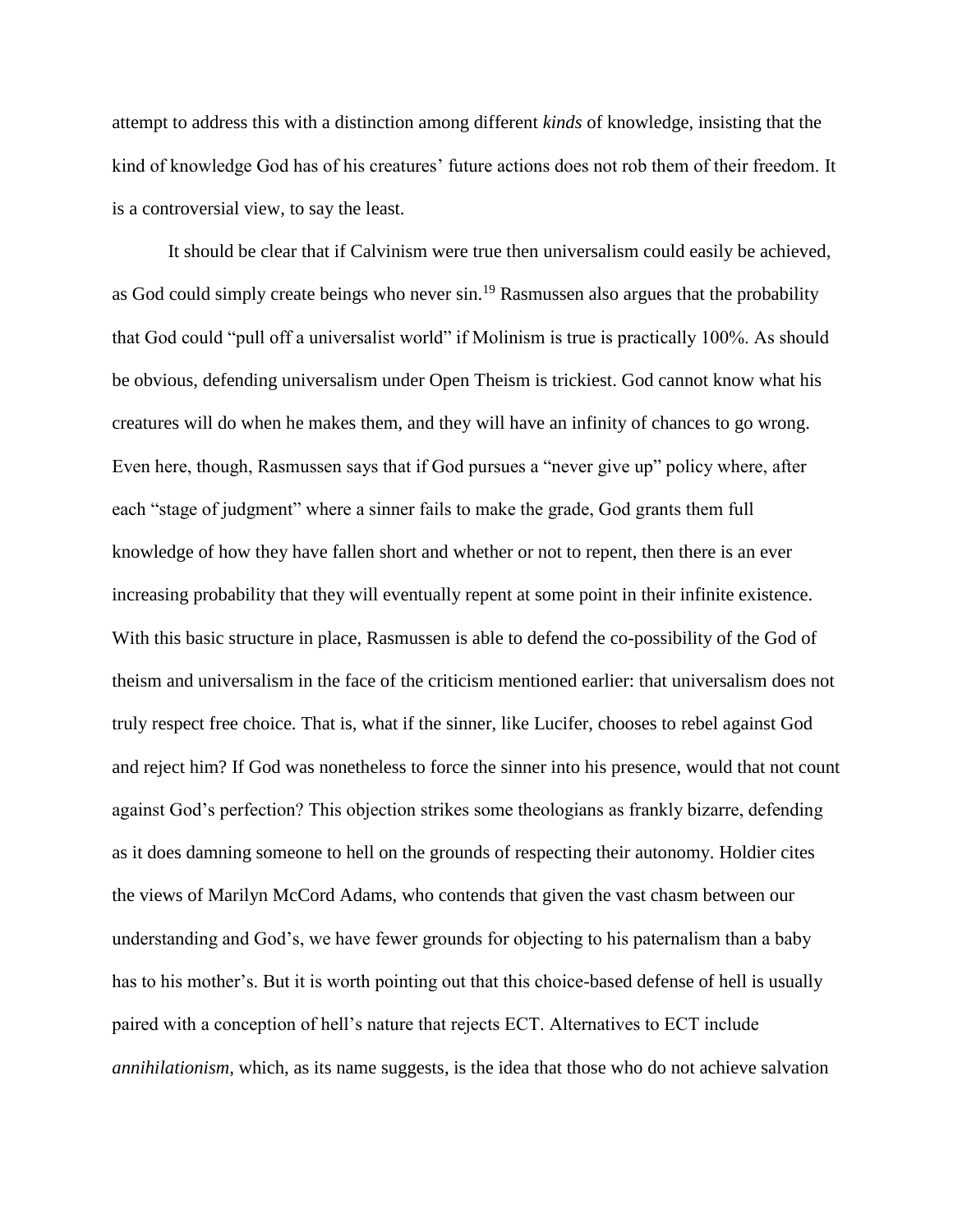attempt to address this with a distinction among different *kinds* of knowledge, insisting that the kind of knowledge God has of his creatures' future actions does not rob them of their freedom. It is a controversial view, to say the least.

It should be clear that if Calvinism were true then universalism could easily be achieved, as God could simply create beings who never sin.[19] Rasmussen also argues that the probability that God could "pull off a universalist world" if Molinism is true is practically 100%. As should be obvious, defending universalism under Open Theism is trickiest. God cannot know what his creatures will do when he makes them, and they will have an infinity of chances to go wrong. Even here, though, Rasmussen says that if God pursues a "never give up" policy where, after each "stage of judgment" where a sinner fails to make the grade, God grants them full knowledge of how they have fallen short and whether or not to repent, then there is an ever increasing probability that they will eventually repent at some point in their infinite existence. With this basic structure in place, Rasmussen is able to defend the co-possibility of the God of theism and universalism in the face of the criticism mentioned earlier: that universalism does not truly respect free choice. That is, what if the sinner, like Lucifer, chooses to rebel against God and reject him? If God was nonetheless to force the sinner into his presence, would that not count against God's perfection? This objection strikes some theologians as frankly bizarre, defending as it does damning someone to hell on the grounds of respecting their autonomy. Holdier cites the views of Marilyn McCord Adams, who contends that given the vast chasm between our understanding and God's, we have fewer grounds for objecting to his paternalism than a baby has to his mother's. But it is worth pointing out that this choice-based defense of hell is usually paired with a conception of hell's nature that rejects ECT. Alternatives to ECT include *annihilationism*, which, as its name suggests, is the idea that those who do not achieve salvation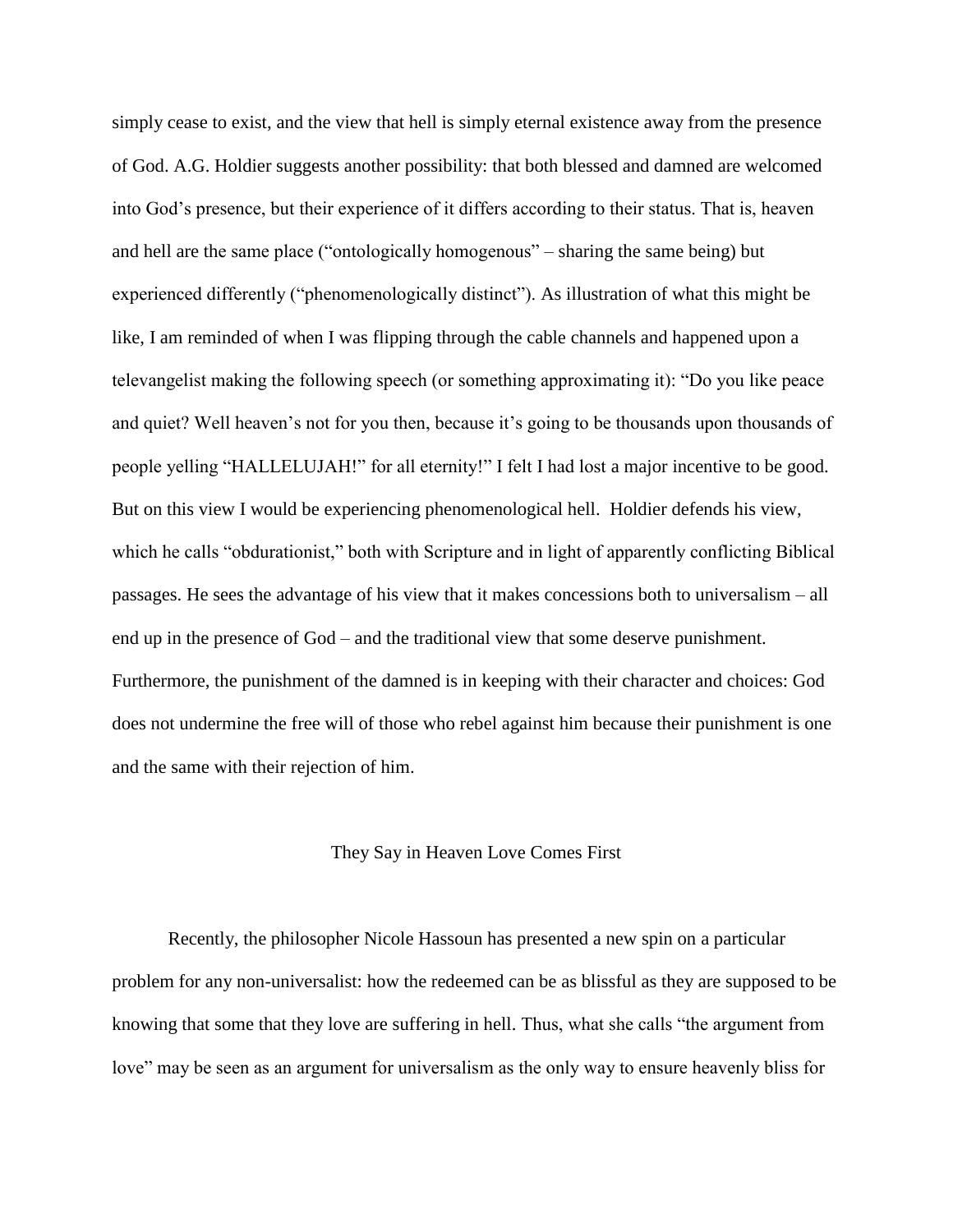simply cease to exist, and the view that hell is simply eternal existence away from the presence of God. A.G. Holdier suggests another possibility: that both blessed and damned are welcomed into God's presence, but their experience of it differs according to their status. That is, heaven and hell are the same place ("ontologically homogenous" – sharing the same being) but experienced differently ("phenomenologically distinct"). As illustration of what this might be like, I am reminded of when I was flipping through the cable channels and happened upon a televangelist making the following speech (or something approximating it): "Do you like peace and quiet? Well heaven's not for you then, because it's going to be thousands upon thousands of people yelling "HALLELUJAH!" for all eternity!" I felt I had lost a major incentive to be good. But on this view I would be experiencing phenomenological hell. Holdier defends his view, which he calls "obdurationist," both with Scripture and in light of apparently conflicting Biblical passages. He sees the advantage of his view that it makes concessions both to universalism – all end up in the presence of God – and the traditional view that some deserve punishment. Furthermore, the punishment of the damned is in keeping with their character and choices: God does not undermine the free will of those who rebel against him because their punishment is one and the same with their rejection of him.

## They Say in Heaven Love Comes First

Recently, the philosopher Nicole Hassoun has presented a new spin on a particular problem for any non-universalist: how the redeemed can be as blissful as they are supposed to be knowing that some that they love are suffering in hell. Thus, what she calls "the argument from love" may be seen as an argument for universalism as the only way to ensure heavenly bliss for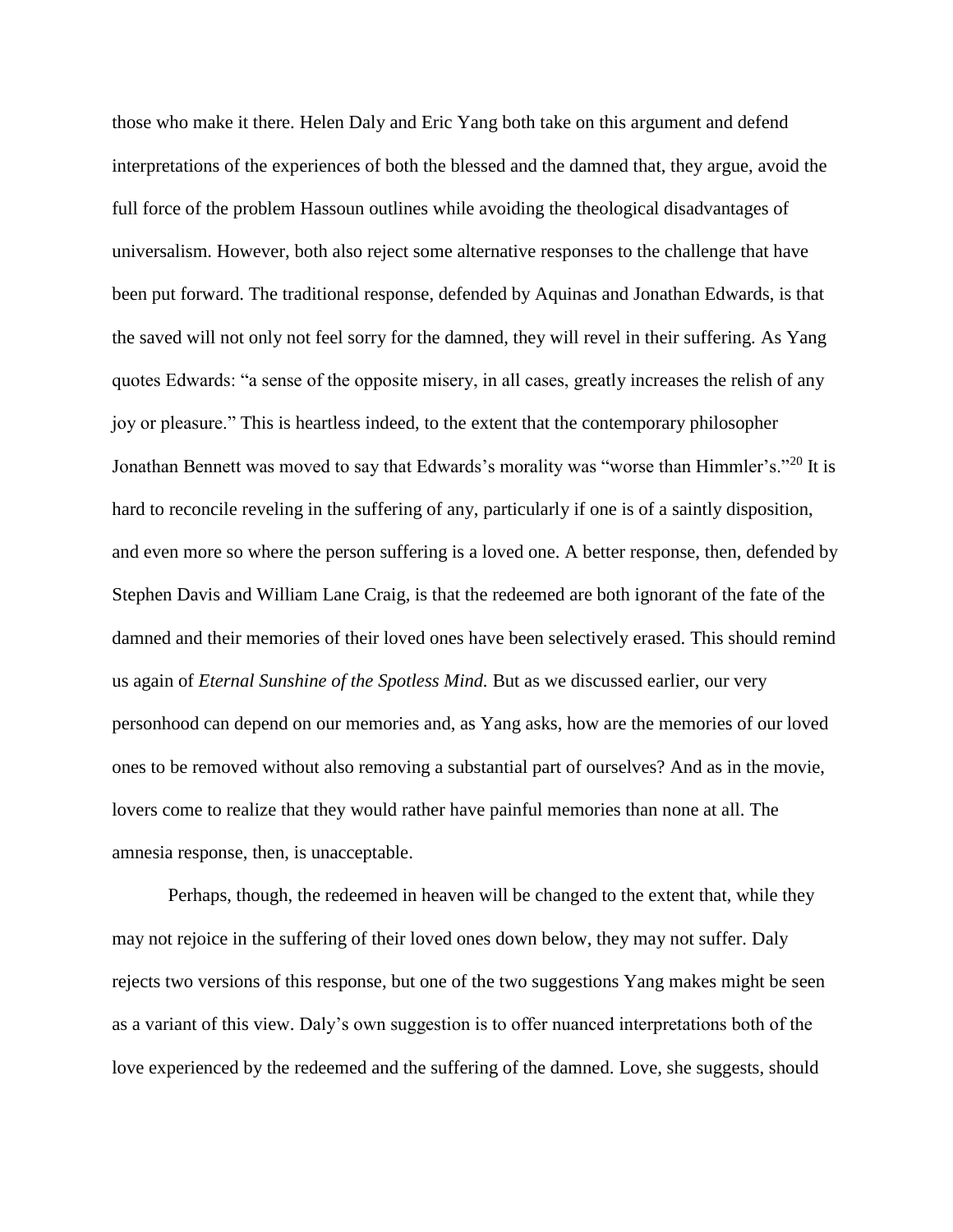those who make it there. Helen Daly and Eric Yang both take on this argument and defend interpretations of the experiences of both the blessed and the damned that, they argue, avoid the full force of the problem Hassoun outlines while avoiding the theological disadvantages of universalism. However, both also reject some alternative responses to the challenge that have been put forward. The traditional response, defended by Aquinas and Jonathan Edwards, is that the saved will not only not feel sorry for the damned, they will revel in their suffering. As Yang quotes Edwards: "a sense of the opposite misery, in all cases, greatly increases the relish of any joy or pleasure." This is heartless indeed, to the extent that the contemporary philosopher Jonathan Bennett was moved to say that Edwards's morality was "worse than Himmler's."[20] It is hard to reconcile reveling in the suffering of any, particularly if one is of a saintly disposition, and even more so where the person suffering is a loved one. A better response, then, defended by Stephen Davis and William Lane Craig, is that the redeemed are both ignorant of the fate of the damned and their memories of their loved ones have been selectively erased. This should remind us again of *Eternal Sunshine of the Spotless Mind.* But as we discussed earlier, our very personhood can depend on our memories and, as Yang asks, how are the memories of our loved ones to be removed without also removing a substantial part of ourselves? And as in the movie, lovers come to realize that they would rather have painful memories than none at all. The amnesia response, then, is unacceptable.

Perhaps, though, the redeemed in heaven will be changed to the extent that, while they may not rejoice in the suffering of their loved ones down below, they may not suffer. Daly rejects two versions of this response, but one of the two suggestions Yang makes might be seen as a variant of this view. Daly's own suggestion is to offer nuanced interpretations both of the love experienced by the redeemed and the suffering of the damned. Love, she suggests, should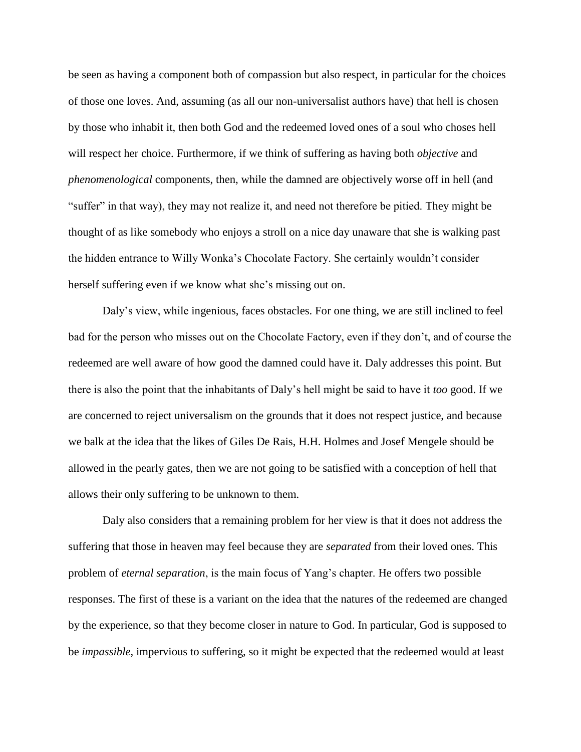be seen as having a component both of compassion but also respect, in particular for the choices of those one loves. And, assuming (as all our non-universalist authors have) that hell is chosen by those who inhabit it, then both God and the redeemed loved ones of a soul who choses hell will respect her choice. Furthermore, if we think of suffering as having both *objective* and *phenomenological* components, then, while the damned are objectively worse off in hell (and "suffer" in that way), they may not realize it, and need not therefore be pitied. They might be thought of as like somebody who enjoys a stroll on a nice day unaware that she is walking past the hidden entrance to Willy Wonka's Chocolate Factory. She certainly wouldn't consider herself suffering even if we know what she's missing out on.

Daly's view, while ingenious, faces obstacles. For one thing, we are still inclined to feel bad for the person who misses out on the Chocolate Factory, even if they don't, and of course the redeemed are well aware of how good the damned could have it. Daly addresses this point. But there is also the point that the inhabitants of Daly's hell might be said to have it *too* good. If we are concerned to reject universalism on the grounds that it does not respect justice, and because we balk at the idea that the likes of Giles De Rais, H.H. Holmes and Josef Mengele should be allowed in the pearly gates, then we are not going to be satisfied with a conception of hell that allows their only suffering to be unknown to them.

Daly also considers that a remaining problem for her view is that it does not address the suffering that those in heaven may feel because they are *separated* from their loved ones. This problem of *eternal separation*, is the main focus of Yang's chapter. He offers two possible responses. The first of these is a variant on the idea that the natures of the redeemed are changed by the experience, so that they become closer in nature to God. In particular, God is supposed to be *impassible*, impervious to suffering, so it might be expected that the redeemed would at least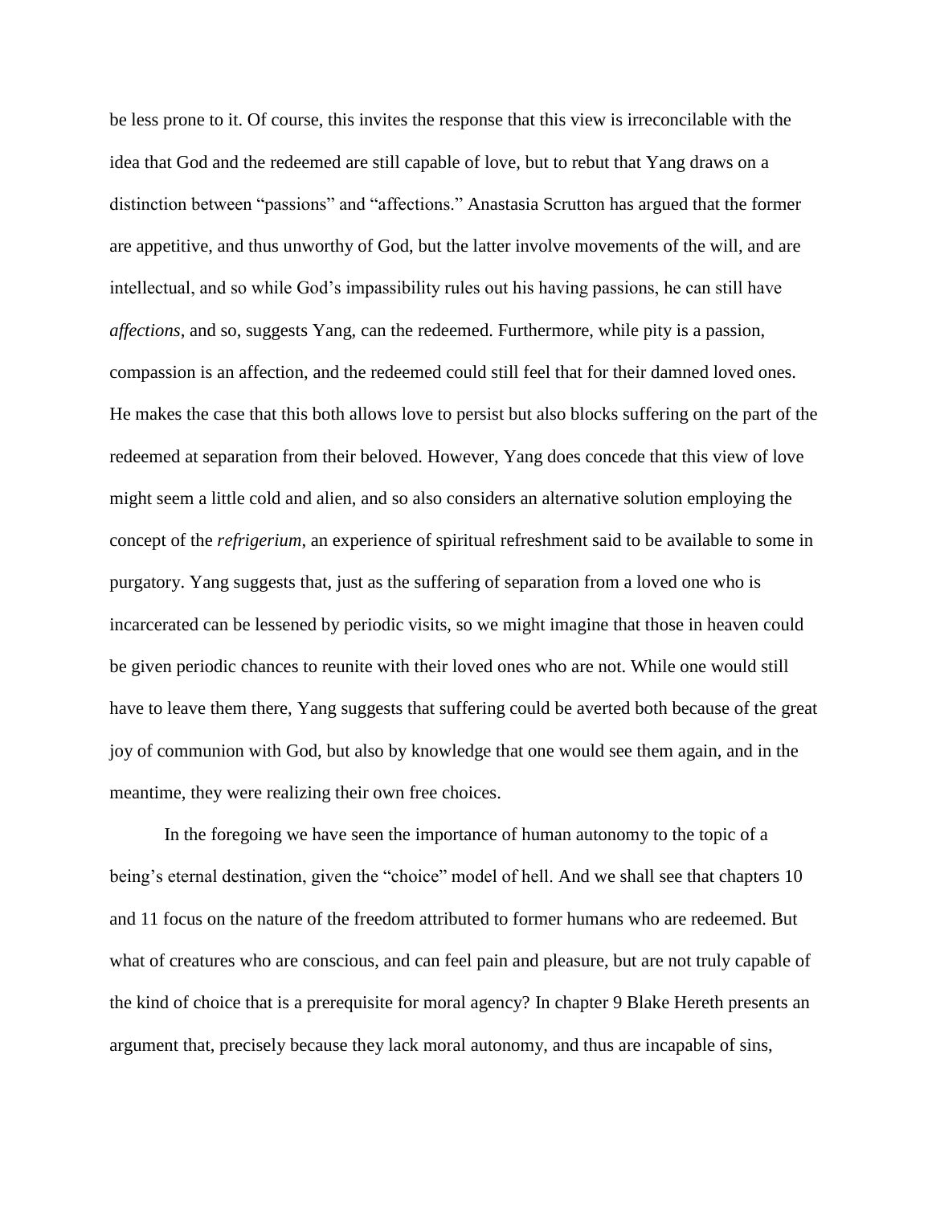be less prone to it. Of course, this invites the response that this view is irreconcilable with the idea that God and the redeemed are still capable of love, but to rebut that Yang draws on a distinction between "passions" and "affections." Anastasia Scrutton has argued that the former are appetitive, and thus unworthy of God, but the latter involve movements of the will, and are intellectual, and so while God's impassibility rules out his having passions, he can still have *affections*, and so, suggests Yang, can the redeemed. Furthermore, while pity is a passion, compassion is an affection, and the redeemed could still feel that for their damned loved ones. He makes the case that this both allows love to persist but also blocks suffering on the part of the redeemed at separation from their beloved. However, Yang does concede that this view of love might seem a little cold and alien, and so also considers an alternative solution employing the concept of the *refrigerium*, an experience of spiritual refreshment said to be available to some in purgatory. Yang suggests that, just as the suffering of separation from a loved one who is incarcerated can be lessened by periodic visits, so we might imagine that those in heaven could be given periodic chances to reunite with their loved ones who are not. While one would still have to leave them there, Yang suggests that suffering could be averted both because of the great joy of communion with God, but also by knowledge that one would see them again, and in the meantime, they were realizing their own free choices.

In the foregoing we have seen the importance of human autonomy to the topic of a being's eternal destination, given the "choice" model of hell. And we shall see that chapters 10 and 11 focus on the nature of the freedom attributed to former humans who are redeemed. But what of creatures who are conscious, and can feel pain and pleasure, but are not truly capable of the kind of choice that is a prerequisite for moral agency? In chapter 9 Blake Hereth presents an argument that, precisely because they lack moral autonomy, and thus are incapable of sins,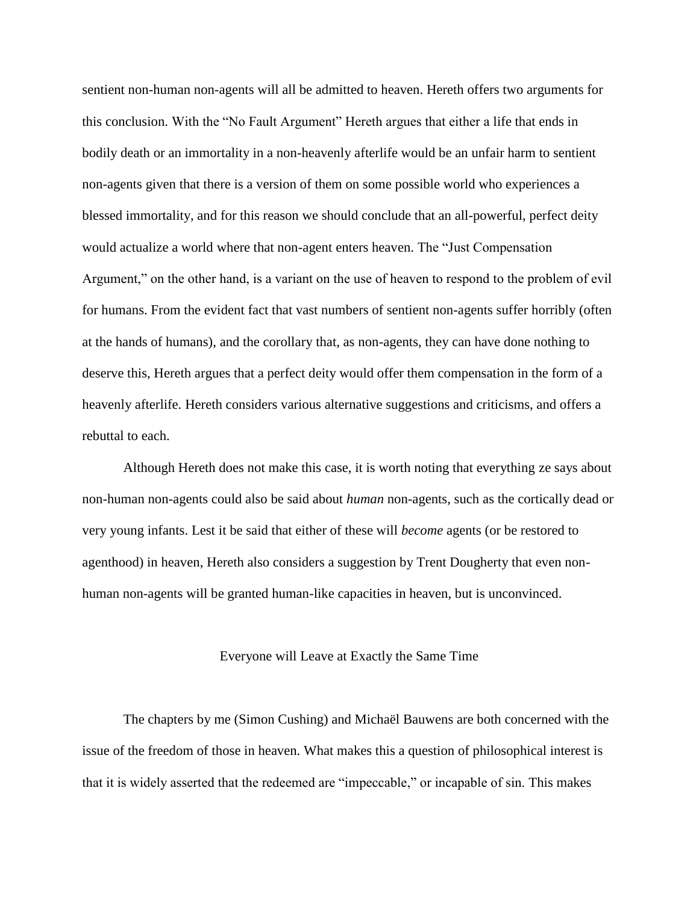sentient non-human non-agents will all be admitted to heaven. Hereth offers two arguments for this conclusion. With the "No Fault Argument" Hereth argues that either a life that ends in bodily death or an immortality in a non-heavenly afterlife would be an unfair harm to sentient non-agents given that there is a version of them on some possible world who experiences a blessed immortality, and for this reason we should conclude that an all-powerful, perfect deity would actualize a world where that non-agent enters heaven. The "Just Compensation Argument," on the other hand, is a variant on the use of heaven to respond to the problem of evil for humans. From the evident fact that vast numbers of sentient non-agents suffer horribly (often at the hands of humans), and the corollary that, as non-agents, they can have done nothing to deserve this, Hereth argues that a perfect deity would offer them compensation in the form of a heavenly afterlife. Hereth considers various alternative suggestions and criticisms, and offers a rebuttal to each.

Although Hereth does not make this case, it is worth noting that everything ze says about non-human non-agents could also be said about *human* non-agents, such as the cortically dead or very young infants. Lest it be said that either of these will *become* agents (or be restored to agenthood) in heaven, Hereth also considers a suggestion by Trent Dougherty that even non-human non-agents will be granted human-like capacities in heaven, but is unconvinced.

## Everyone will Leave at Exactly the Same Time

The chapters by me (Simon Cushing) and Michaël Bauwens are both concerned with the issue of the freedom of those in heaven. What makes this a question of philosophical interest is that it is widely asserted that the redeemed are "impeccable," or incapable of sin. This makes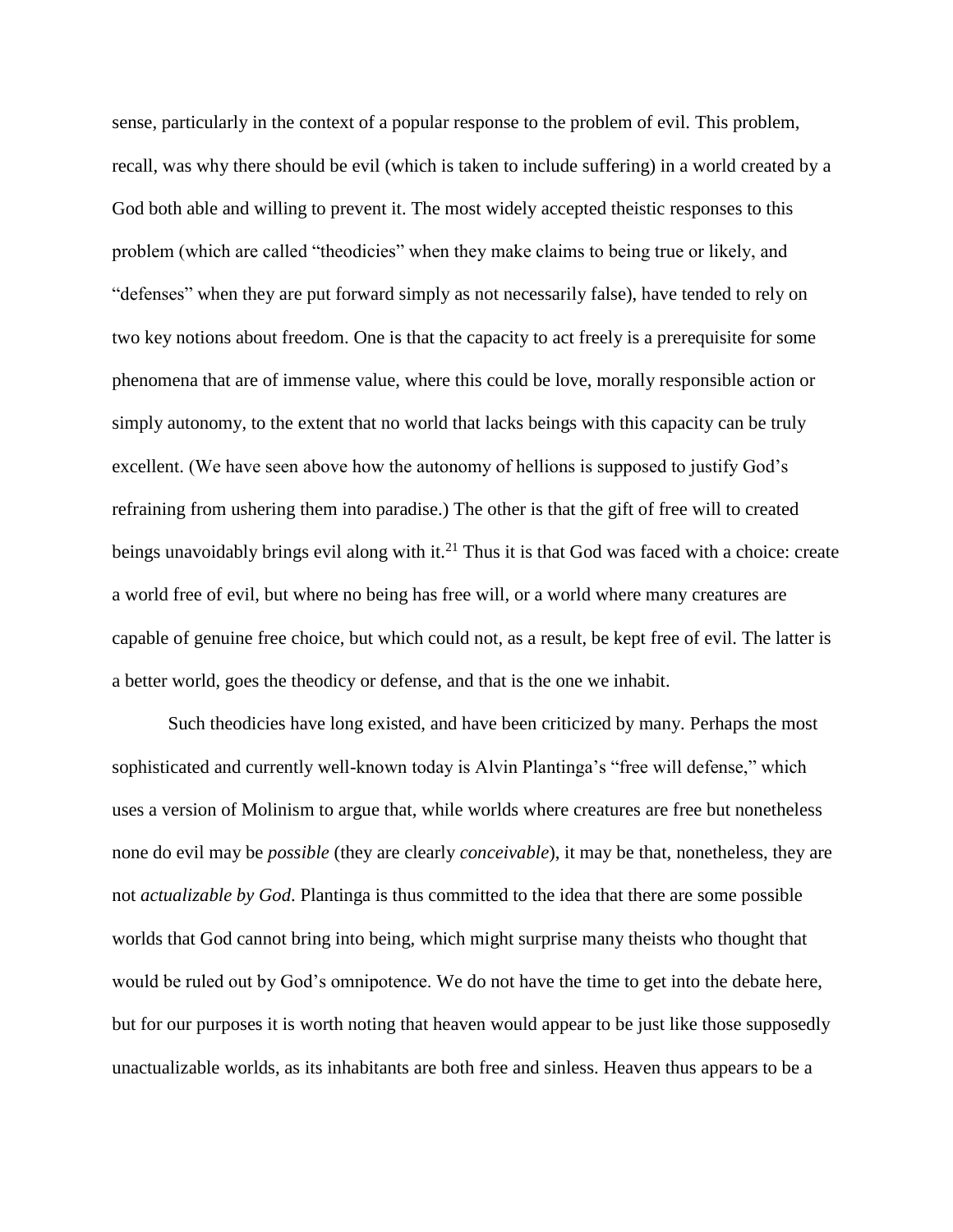sense, particularly in the context of a popular response to the problem of evil. This problem, recall, was why there should be evil (which is taken to include suffering) in a world created by a God both able and willing to prevent it. The most widely accepted theistic responses to this problem (which are called "theodicies" when they make claims to being true or likely, and "defenses" when they are put forward simply as not necessarily false), have tended to rely on two key notions about freedom. One is that the capacity to act freely is a prerequisite for some phenomena that are of immense value, where this could be love, morally responsible action or simply autonomy, to the extent that no world that lacks beings with this capacity can be truly excellent. (We have seen above how the autonomy of hellions is supposed to justify God's refraining from ushering them into paradise.) The other is that the gift of free will to created beings unavoidably brings evil along with it.[21] Thus it is that God was faced with a choice: create a world free of evil, but where no being has free will, or a world where many creatures are capable of genuine free choice, but which could not, as a result, be kept free of evil. The latter is a better world, goes the theodicy or defense, and that is the one we inhabit.

Such theodicies have long existed, and have been criticized by many. Perhaps the most sophisticated and currently well-known today is Alvin Plantinga's "free will defense," which uses a version of Molinism to argue that, while worlds where creatures are free but nonetheless none do evil may be *possible* (they are clearly *conceivable*), it may be that, nonetheless, they are not *actualizable by God*. Plantinga is thus committed to the idea that there are some possible worlds that God cannot bring into being, which might surprise many theists who thought that would be ruled out by God's omnipotence. We do not have the time to get into the debate here, but for our purposes it is worth noting that heaven would appear to be just like those supposedly unactualizable worlds, as its inhabitants are both free and sinless. Heaven thus appears to be a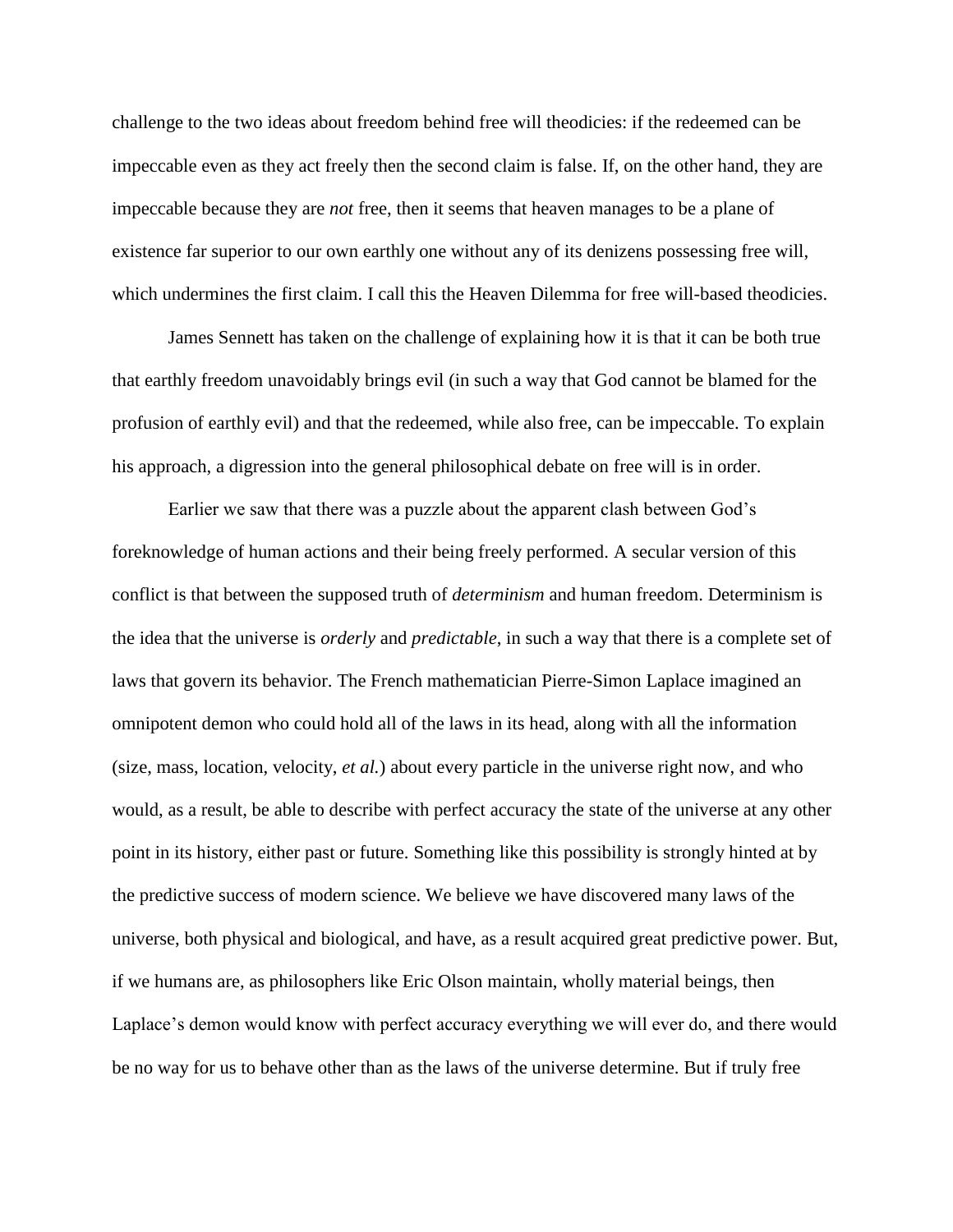challenge to the two ideas about freedom behind free will theodicies: if the redeemed can be impeccable even as they act freely then the second claim is false. If, on the other hand, they are impeccable because they are *not* free, then it seems that heaven manages to be a plane of existence far superior to our own earthly one without any of its denizens possessing free will, which undermines the first claim. I call this the Heaven Dilemma for free will-based theodicies.

James Sennett has taken on the challenge of explaining how it is that it can be both true that earthly freedom unavoidably brings evil (in such a way that God cannot be blamed for the profusion of earthly evil) and that the redeemed, while also free, can be impeccable. To explain his approach, a digression into the general philosophical debate on free will is in order.

Earlier we saw that there was a puzzle about the apparent clash between God's foreknowledge of human actions and their being freely performed. A secular version of this conflict is that between the supposed truth of *determinism* and human freedom. Determinism is the idea that the universe is *orderly* and *predictable*, in such a way that there is a complete set of laws that govern its behavior. The French mathematician Pierre-Simon Laplace imagined an omnipotent demon who could hold all of the laws in its head, along with all the information (size, mass, location, velocity, *et al.*) about every particle in the universe right now, and who would, as a result, be able to describe with perfect accuracy the state of the universe at any other point in its history, either past or future. Something like this possibility is strongly hinted at by the predictive success of modern science. We believe we have discovered many laws of the universe, both physical and biological, and have, as a result acquired great predictive power. But, if we humans are, as philosophers like Eric Olson maintain, wholly material beings, then Laplace's demon would know with perfect accuracy everything we will ever do, and there would be no way for us to behave other than as the laws of the universe determine. But if truly free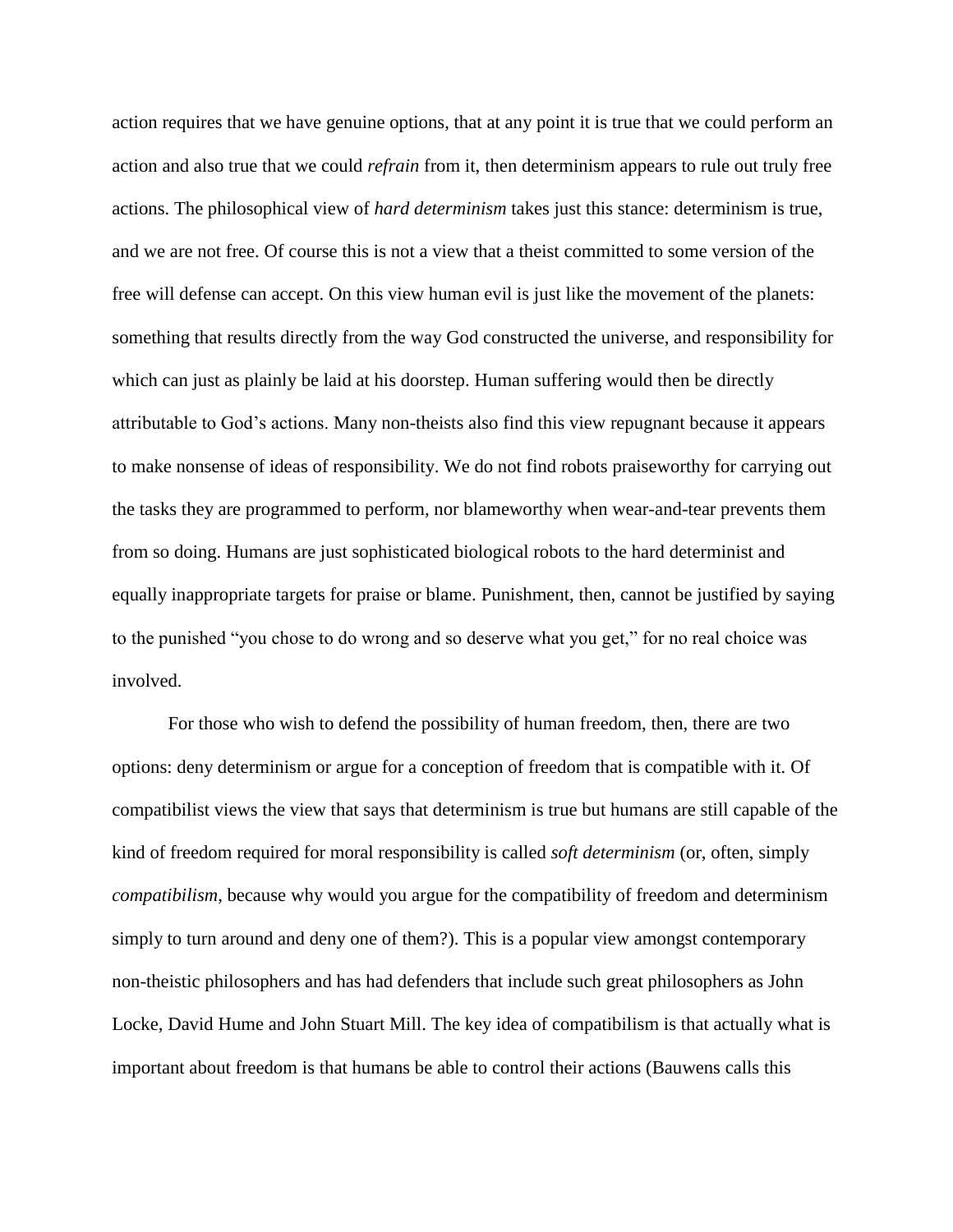action requires that we have genuine options, that at any point it is true that we could perform an action and also true that we could *refrain* from it, then determinism appears to rule out truly free actions. The philosophical view of *hard determinism* takes just this stance: determinism is true, and we are not free. Of course this is not a view that a theist committed to some version of the free will defense can accept. On this view human evil is just like the movement of the planets: something that results directly from the way God constructed the universe, and responsibility for which can just as plainly be laid at his doorstep. Human suffering would then be directly attributable to God's actions. Many non-theists also find this view repugnant because it appears to make nonsense of ideas of responsibility. We do not find robots praiseworthy for carrying out the tasks they are programmed to perform, nor blameworthy when wear-and-tear prevents them from so doing. Humans are just sophisticated biological robots to the hard determinist and equally inappropriate targets for praise or blame. Punishment, then, cannot be justified by saying to the punished "you chose to do wrong and so deserve what you get," for no real choice was involved.

For those who wish to defend the possibility of human freedom, then, there are two options: deny determinism or argue for a conception of freedom that is compatible with it. Of compatibilist views the view that says that determinism is true but humans are still capable of the kind of freedom required for moral responsibility is called *soft determinism* (or, often, simply *compatibilism*, because why would you argue for the compatibility of freedom and determinism simply to turn around and deny one of them?). This is a popular view amongst contemporary non-theistic philosophers and has had defenders that include such great philosophers as John Locke, David Hume and John Stuart Mill. The key idea of compatibilism is that actually what is important about freedom is that humans be able to control their actions (Bauwens calls this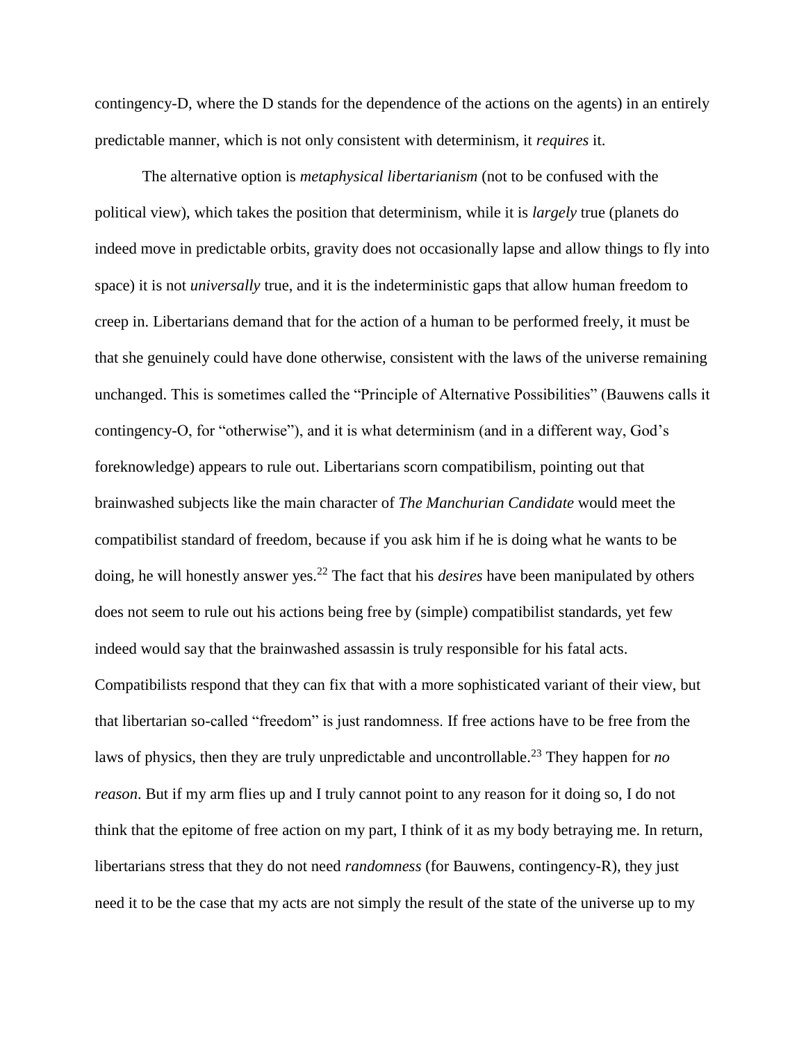contingency-D, where the D stands for the dependence of the actions on the agents) in an entirely predictable manner, which is not only consistent with determinism, it *requires* it.

The alternative option is *metaphysical libertarianism* (not to be confused with the political view), which takes the position that determinism, while it is *largely* true (planets do indeed move in predictable orbits, gravity does not occasionally lapse and allow things to fly into space) it is not *universally* true, and it is the indeterministic gaps that allow human freedom to creep in. Libertarians demand that for the action of a human to be performed freely, it must be that she genuinely could have done otherwise, consistent with the laws of the universe remaining unchanged. This is sometimes called the "Principle of Alternative Possibilities" (Bauwens calls it contingency-O, for "otherwise"), and it is what determinism (and in a different way, God's foreknowledge) appears to rule out. Libertarians scorn compatibilism, pointing out that brainwashed subjects like the main character of *The Manchurian Candidate* would meet the compatibilist standard of freedom, because if you ask him if he is doing what he wants to be doing, he will honestly answer yes.[22] The fact that his *desires* have been manipulated by others does not seem to rule out his actions being free by (simple) compatibilist standards, yet few indeed would say that the brainwashed assassin is truly responsible for his fatal acts. Compatibilists respond that they can fix that with a more sophisticated variant of their view, but that libertarian so-called "freedom" is just randomness. If free actions have to be free from the laws of physics, then they are truly unpredictable and uncontrollable.[23] They happen for *no reason*. But if my arm flies up and I truly cannot point to any reason for it doing so, I do not think that the epitome of free action on my part, I think of it as my body betraying me. In return, libertarians stress that they do not need *randomness* (for Bauwens, contingency-R), they just need it to be the case that my acts are not simply the result of the state of the universe up to my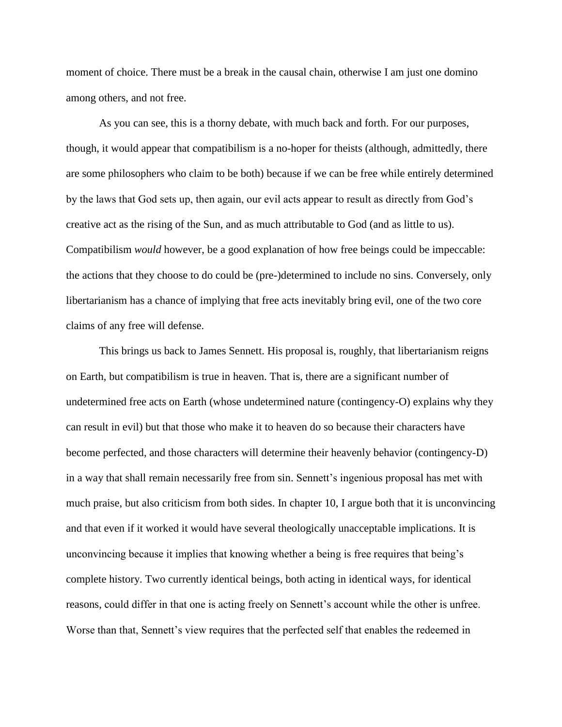moment of choice. There must be a break in the causal chain, otherwise I am just one domino among others, and not free.

As you can see, this is a thorny debate, with much back and forth. For our purposes, though, it would appear that compatibilism is a no-hoper for theists (although, admittedly, there are some philosophers who claim to be both) because if we can be free while entirely determined by the laws that God sets up, then again, our evil acts appear to result as directly from God's creative act as the rising of the Sun, and as much attributable to God (and as little to us). Compatibilism *would* however, be a good explanation of how free beings could be impeccable: the actions that they choose to do could be (pre-)determined to include no sins. Conversely, only libertarianism has a chance of implying that free acts inevitably bring evil, one of the two core claims of any free will defense.

This brings us back to James Sennett. His proposal is, roughly, that libertarianism reigns on Earth, but compatibilism is true in heaven. That is, there are a significant number of undetermined free acts on Earth (whose undetermined nature (contingency-O) explains why they can result in evil) but that those who make it to heaven do so because their characters have become perfected, and those characters will determine their heavenly behavior (contingency-D) in a way that shall remain necessarily free from sin. Sennett's ingenious proposal has met with much praise, but also criticism from both sides. In chapter 10, I argue both that it is unconvincing and that even if it worked it would have several theologically unacceptable implications. It is unconvincing because it implies that knowing whether a being is free requires that being's complete history. Two currently identical beings, both acting in identical ways, for identical reasons, could differ in that one is acting freely on Sennett's account while the other is unfree. Worse than that, Sennett's view requires that the perfected self that enables the redeemed in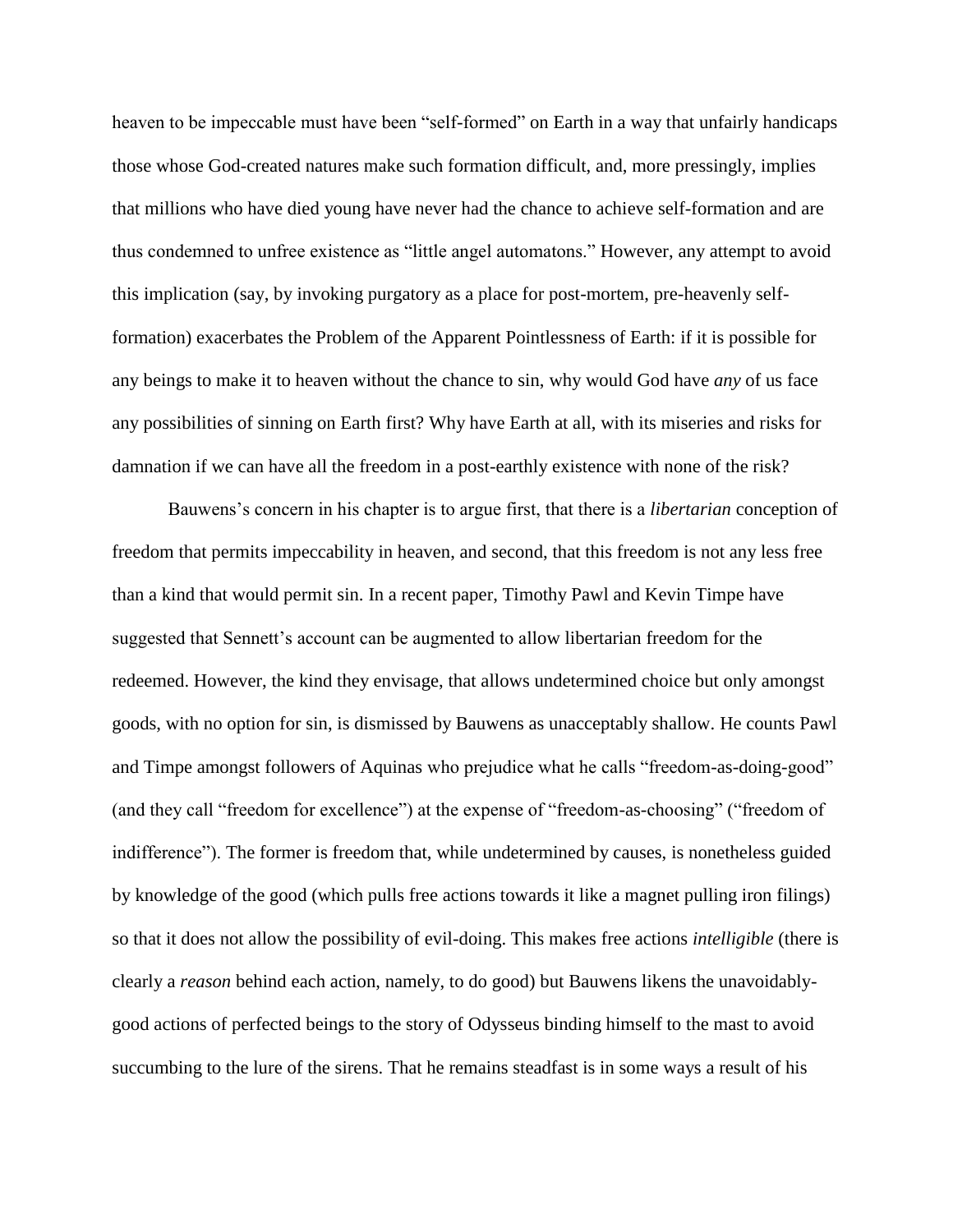heaven to be impeccable must have been "self-formed" on Earth in a way that unfairly handicaps those whose God-created natures make such formation difficult, and, more pressingly, implies that millions who have died young have never had the chance to achieve self-formation and are thus condemned to unfree existence as "little angel automatons." However, any attempt to avoid this implication (say, by invoking purgatory as a place for post-mortem, pre-heavenly self-formation) exacerbates the Problem of the Apparent Pointlessness of Earth: if it is possible for any beings to make it to heaven without the chance to sin, why would God have *any* of us face any possibilities of sinning on Earth first? Why have Earth at all, with its miseries and risks for damnation if we can have all the freedom in a post-earthly existence with none of the risk?

Bauwens's concern in his chapter is to argue first, that there is a *libertarian* conception of freedom that permits impeccability in heaven, and second, that this freedom is not any less free than a kind that would permit sin. In a recent paper, Timothy Pawl and Kevin Timpe have suggested that Sennett's account can be augmented to allow libertarian freedom for the redeemed. However, the kind they envisage, that allows undetermined choice but only amongst goods, with no option for sin, is dismissed by Bauwens as unacceptably shallow. He counts Pawl and Timpe amongst followers of Aquinas who prejudice what he calls "freedom-as-doing-good" (and they call "freedom for excellence") at the expense of "freedom-as-choosing" ("freedom of indifference"). The former is freedom that, while undetermined by causes, is nonetheless guided by knowledge of the good (which pulls free actions towards it like a magnet pulling iron filings) so that it does not allow the possibility of evil-doing. This makes free actions *intelligible* (there is clearly a *reason* behind each action, namely, to do good) but Bauwens likens the unavoidably-good actions of perfected beings to the story of Odysseus binding himself to the mast to avoid succumbing to the lure of the sirens. That he remains steadfast is in some ways a result of his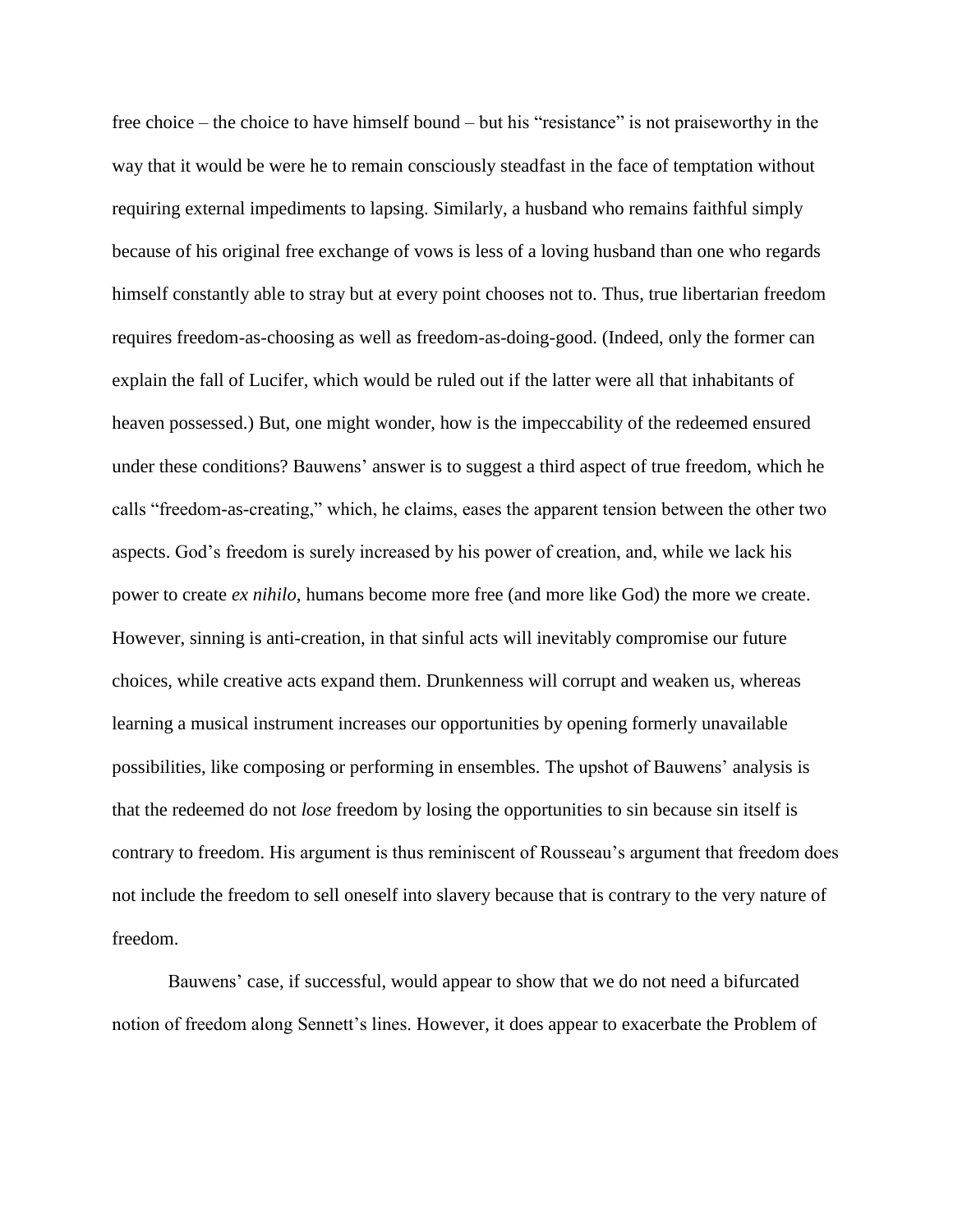free choice – the choice to have himself bound – but his "resistance" is not praiseworthy in the way that it would be were he to remain consciously steadfast in the face of temptation without requiring external impediments to lapsing. Similarly, a husband who remains faithful simply because of his original free exchange of vows is less of a loving husband than one who regards himself constantly able to stray but at every point chooses not to. Thus, true libertarian freedom requires freedom-as-choosing as well as freedom-as-doing-good. (Indeed, only the former can explain the fall of Lucifer, which would be ruled out if the latter were all that inhabitants of heaven possessed.) But, one might wonder, how is the impeccability of the redeemed ensured under these conditions? Bauwens' answer is to suggest a third aspect of true freedom, which he calls "freedom-as-creating," which, he claims, eases the apparent tension between the other two aspects. God's freedom is surely increased by his power of creation, and, while we lack his power to create *ex nihilo*, humans become more free (and more like God) the more we create. However, sinning is anti-creation, in that sinful acts will inevitably compromise our future choices, while creative acts expand them. Drunkenness will corrupt and weaken us, whereas learning a musical instrument increases our opportunities by opening formerly unavailable possibilities, like composing or performing in ensembles. The upshot of Bauwens' analysis is that the redeemed do not *lose* freedom by losing the opportunities to sin because sin itself is contrary to freedom. His argument is thus reminiscent of Rousseau's argument that freedom does not include the freedom to sell oneself into slavery because that is contrary to the very nature of freedom.

Bauwens' case, if successful, would appear to show that we do not need a bifurcated notion of freedom along Sennett's lines. However, it does appear to exacerbate the Problem of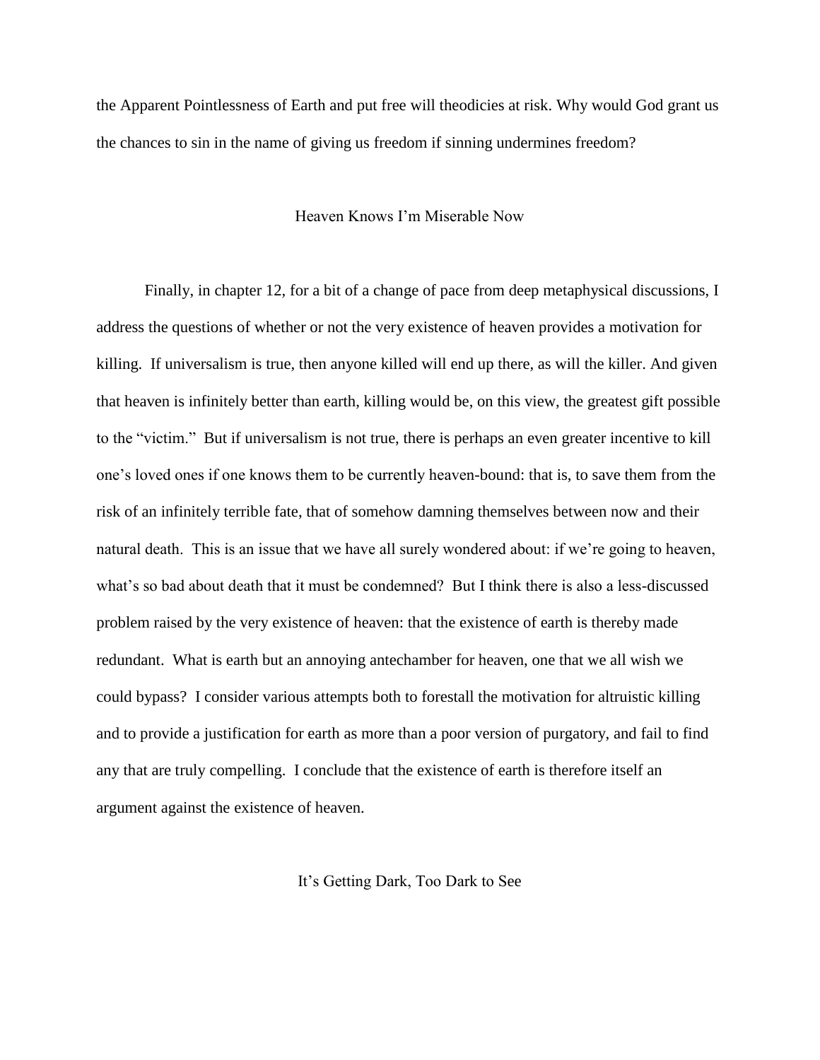the Apparent Pointlessness of Earth and put free will theodicies at risk. Why would God grant us the chances to sin in the name of giving us freedom if sinning undermines freedom?

## Heaven Knows I'm Miserable Now

Finally, in chapter 12, for a bit of a change of pace from deep metaphysical discussions, I address the questions of whether or not the very existence of heaven provides a motivation for killing. If universalism is true, then anyone killed will end up there, as will the killer. And given that heaven is infinitely better than earth, killing would be, on this view, the greatest gift possible to the "victim." But if universalism is not true, there is perhaps an even greater incentive to kill one's loved ones if one knows them to be currently heaven-bound: that is, to save them from the risk of an infinitely terrible fate, that of somehow damning themselves between now and their natural death. This is an issue that we have all surely wondered about: if we're going to heaven, what's so bad about death that it must be condemned? But I think there is also a less-discussed problem raised by the very existence of heaven: that the existence of earth is thereby made redundant. What is earth but an annoying antechamber for heaven, one that we all wish we could bypass? I consider various attempts both to forestall the motivation for altruistic killing and to provide a justification for earth as more than a poor version of purgatory, and fail to find any that are truly compelling. I conclude that the existence of earth is therefore itself an argument against the existence of heaven.

## It's Getting Dark, Too Dark to See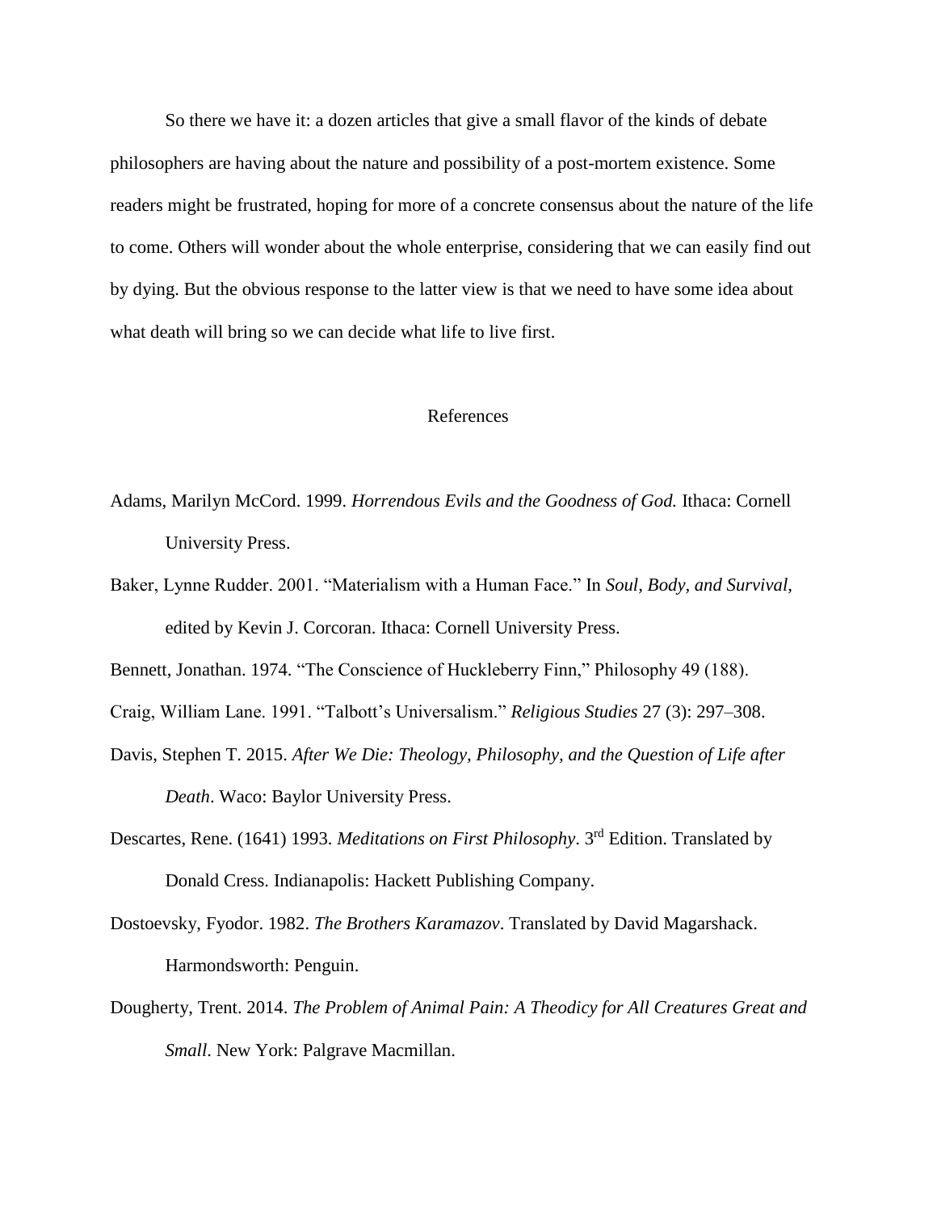So there we have it: a dozen articles that give a small flavor of the kinds of debate philosophers are having about the nature and possibility of a post-mortem existence. Some readers might be frustrated, hoping for more of a concrete consensus about the nature of the life to come. Others will wonder about the whole enterprise, considering that we can easily find out by dying. But the obvious response to the latter view is that we need to have some idea about what death will bring so we can decide what life to live first.

## References

Adams, Marilyn McCord. 1999. *Horrendous Evils and the Goodness of God.* Ithaca: Cornell University Press.

Baker, Lynne Rudder. 2001. "Materialism with a Human Face." In *Soul, Body, and Survival*, edited by Kevin J. Corcoran. Ithaca: Cornell University Press.

Bennett, Jonathan. 1974. "The Conscience of Huckleberry Finn," Philosophy 49 (188).

Craig, William Lane. 1991. "Talbott's Universalism." *Religious Studies* 27 (3): 297–308.

Davis, Stephen T. 2015. *After We Die: Theology, Philosophy, and the Question of Life after Death*. Waco: Baylor University Press.

Descartes, Rene. (1641) 1993. *Meditations on First Philosophy*. 3rd Edition. Translated by Donald Cress. Indianapolis: Hackett Publishing Company.

Dostoevsky, Fyodor. 1982. *The Brothers Karamazov*. Translated by David Magarshack. Harmondsworth: Penguin.

Dougherty, Trent. 2014. *The Problem of Animal Pain: A Theodicy for All Creatures Great and Small*. New York: Palgrave Macmillan.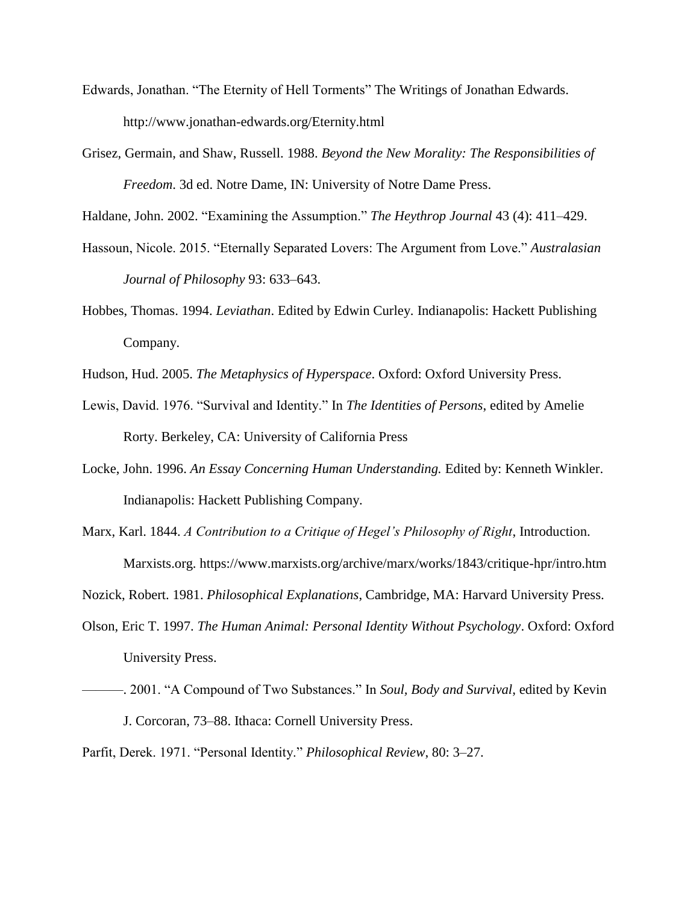Edwards, Jonathan. "The Eternity of Hell Torments" The Writings of Jonathan Edwards. http://www.jonathan-edwards.org/Eternity.html

Grisez, Germain, and Shaw, Russell. 1988. *Beyond the New Morality: The Responsibilities of Freedom*. 3d ed. Notre Dame, IN: University of Notre Dame Press.

Haldane, John. 2002. "Examining the Assumption." *The Heythrop Journal* 43 (4): 411–429.

Hassoun, Nicole. 2015. "Eternally Separated Lovers: The Argument from Love." *Australasian Journal of Philosophy* 93: 633–643.

Hobbes, Thomas. 1994. *Leviathan*. Edited by Edwin Curley. Indianapolis: Hackett Publishing Company.

Hudson, Hud. 2005. *The Metaphysics of Hyperspace*. Oxford: Oxford University Press.

Lewis, David. 1976. "Survival and Identity." In *The Identities of Persons*, edited by Amelie Rorty. Berkeley, CA: University of California Press

Locke, John. 1996. *An Essay Concerning Human Understanding.* Edited by: Kenneth Winkler. Indianapolis: Hackett Publishing Company.

Marx, Karl. 1844. *A Contribution to a Critique of Hegel's Philosophy of Right*, Introduction. Marxists.org. https://www.marxists.org/archive/marx/works/1843/critique-hpr/intro.htm

Nozick, Robert. 1981. *Philosophical Explanations*, Cambridge, MA: Harvard University Press.

Olson, Eric T. 1997. *The Human Animal: Personal Identity Without Psychology*. Oxford: Oxford University Press.

———. 2001. "A Compound of Two Substances." In *Soul, Body and Survival*, edited by Kevin J. Corcoran, 73–88. Ithaca: Cornell University Press.

Parfit, Derek. 1971. "Personal Identity." *Philosophical Review*, 80: 3–27.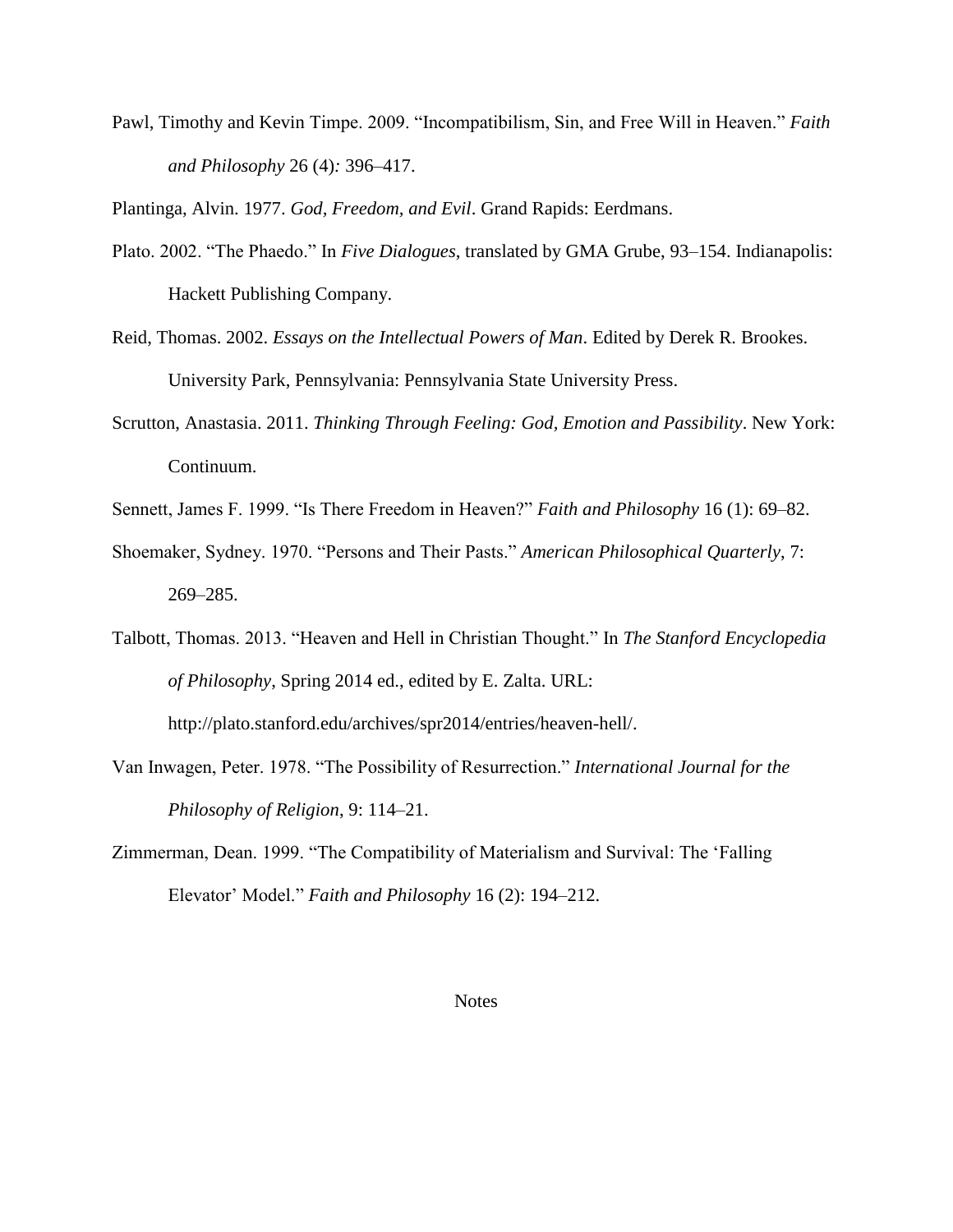Pawl, Timothy and Kevin Timpe. 2009. "Incompatibilism, Sin, and Free Will in Heaven." *Faith and Philosophy* 26 (4): 396–417.

Plantinga, Alvin. 1977. *God, Freedom, and Evil*. Grand Rapids: Eerdmans.

Plato. 2002. "The Phaedo." In *Five Dialogues*, translated by GMA Grube, 93–154. Indianapolis: Hackett Publishing Company.

Reid, Thomas. 2002. *Essays on the Intellectual Powers of Man*. Edited by Derek R. Brookes. University Park, Pennsylvania: Pennsylvania State University Press.

Scrutton, Anastasia. 2011. *Thinking Through Feeling: God, Emotion and Passibility*. New York: Continuum.

Sennett, James F. 1999. "Is There Freedom in Heaven?" *Faith and Philosophy* 16 (1): 69–82.

Shoemaker, Sydney. 1970. "Persons and Their Pasts." *American Philosophical Quarterly*, 7: 269–285.

Talbott, Thomas. 2013. "Heaven and Hell in Christian Thought." In *The Stanford Encyclopedia of Philosophy*, Spring 2014 ed., edited by E. Zalta. URL: http://plato.stanford.edu/archives/spr2014/entries/heaven-hell/.

Van Inwagen, Peter. 1978. "The Possibility of Resurrection." *International Journal for the Philosophy of Religion*, 9: 114–21.

Zimmerman, Dean. 1999. "The Compatibility of Materialism and Survival: The 'Falling Elevator' Model." *Faith and Philosophy* 16 (2): 194–212.

## Notes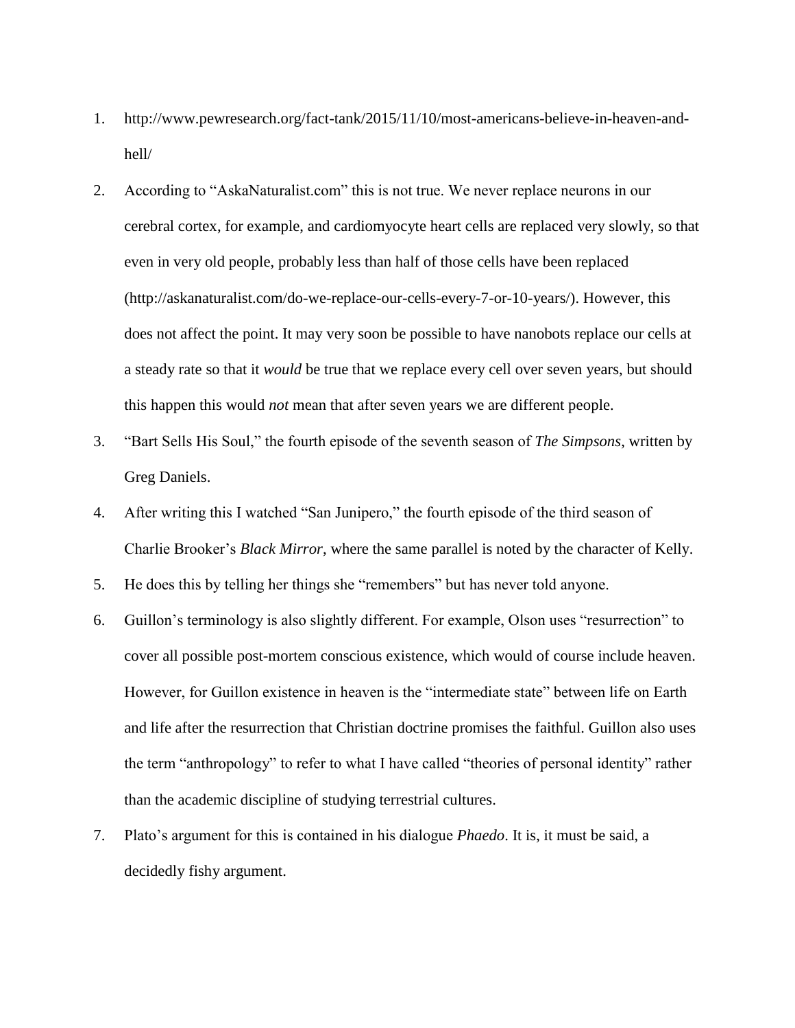1. http://www.pewresearch.org/fact-tank/2015/11/10/most-americans-believe-in-heaven-and-hell/
2. According to "AskaNaturalist.com" this is not true. We never replace neurons in our cerebral cortex, for example, and cardiomyocyte heart cells are replaced very slowly, so that even in very old people, probably less than half of those cells have been replaced (http://askanaturalist.com/do-we-replace-our-cells-every-7-or-10-years/). However, this does not affect the point. It may very soon be possible to have nanobots replace our cells at a steady rate so that it *would* be true that we replace every cell over seven years, but should this happen this would *not* mean that after seven years we are different people.
3. "Bart Sells His Soul," the fourth episode of the seventh season of *The Simpsons*, written by Greg Daniels.
4. After writing this I watched "San Junipero," the fourth episode of the third season of Charlie Brooker's *Black Mirror*, where the same parallel is noted by the character of Kelly.
5. He does this by telling her things she "remembers" but has never told anyone.
6. Guillon's terminology is also slightly different. For example, Olson uses "resurrection" to cover all possible post-mortem conscious existence, which would of course include heaven. However, for Guillon existence in heaven is the "intermediate state" between life on Earth and life after the resurrection that Christian doctrine promises the faithful. Guillon also uses the term "anthropology" to refer to what I have called "theories of personal identity" rather than the academic discipline of studying terrestrial cultures.
7. Plato's argument for this is contained in his dialogue *Phaedo*. It is, it must be said, a decidedly fishy argument.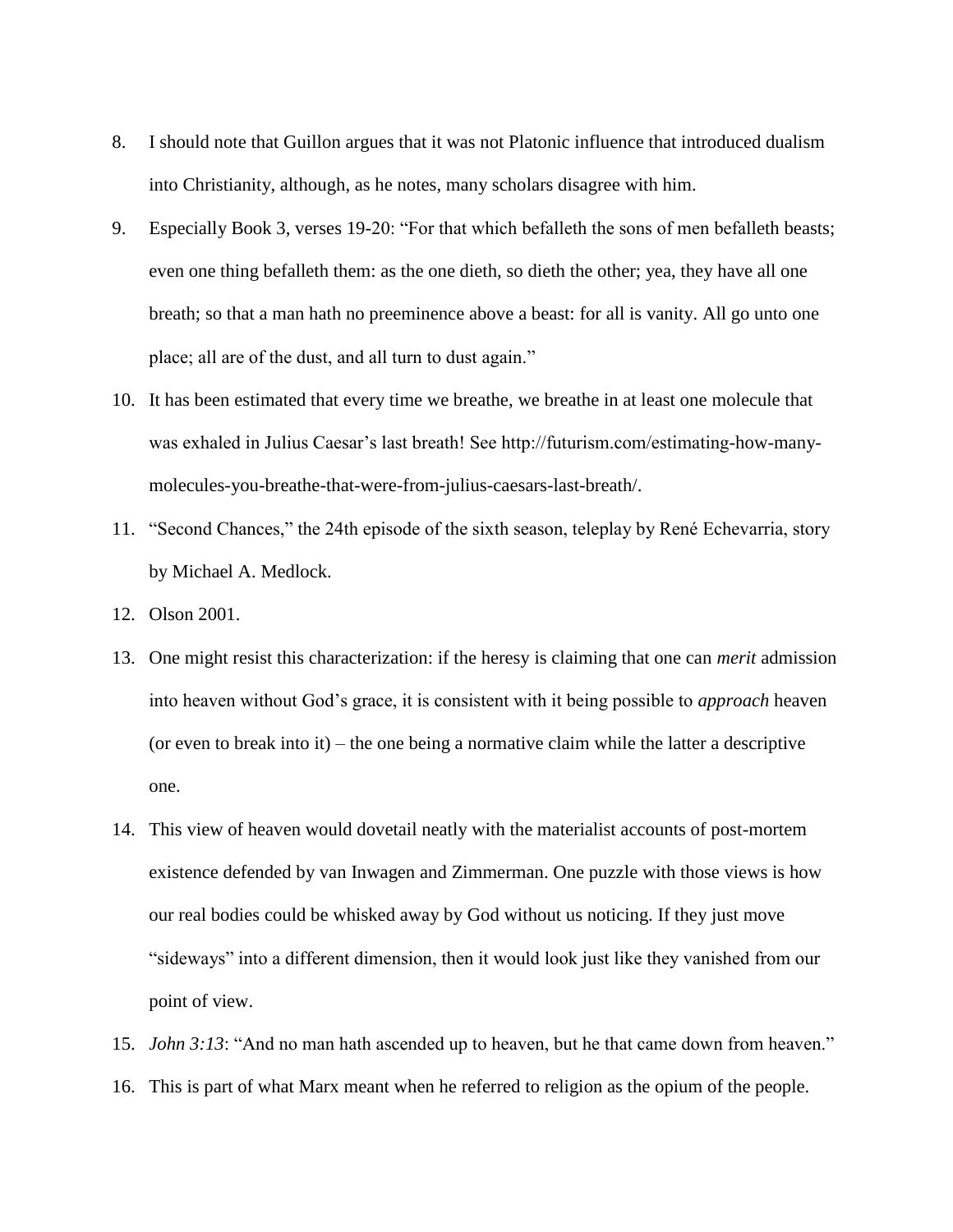8. I should note that Guillon argues that it was not Platonic influence that introduced dualism into Christianity, although, as he notes, many scholars disagree with him.
9. Especially Book 3, verses 19-20: “For that which befalleth the sons of men befalleth beasts; even one thing befalleth them: as the one dieth, so dieth the other; yea, they have all one breath; so that a man hath no preeminence above a beast: for all is vanity. All go unto one place; all are of the dust, and all turn to dust again.”
10. It has been estimated that every time we breathe, we breathe in at least one molecule that was exhaled in Julius Caesar’s last breath! See http://futurism.com/estimating-how-many-molecules-you-breathe-that-were-from-julius-caesars-last-breath/.
11. “Second Chances,” the 24th episode of the sixth season, teleplay by René Echevarria, story by Michael A. Medlock.
12. Olson 2001.
13. One might resist this characterization: if the heresy is claiming that one can *merit* admission into heaven without God’s grace, it is consistent with it being possible to *approach* heaven (or even to break into it) – the one being a normative claim while the latter a descriptive one.
14. This view of heaven would dovetail neatly with the materialist accounts of post-mortem existence defended by van Inwagen and Zimmerman. One puzzle with those views is how our real bodies could be whisked away by God without us noticing. If they just move “sideways” into a different dimension, then it would look just like they vanished from our point of view.
15. *John 3:13*: “And no man hath ascended up to heaven, but he that came down from heaven.”
16. This is part of what Marx meant when he referred to religion as the opium of the people.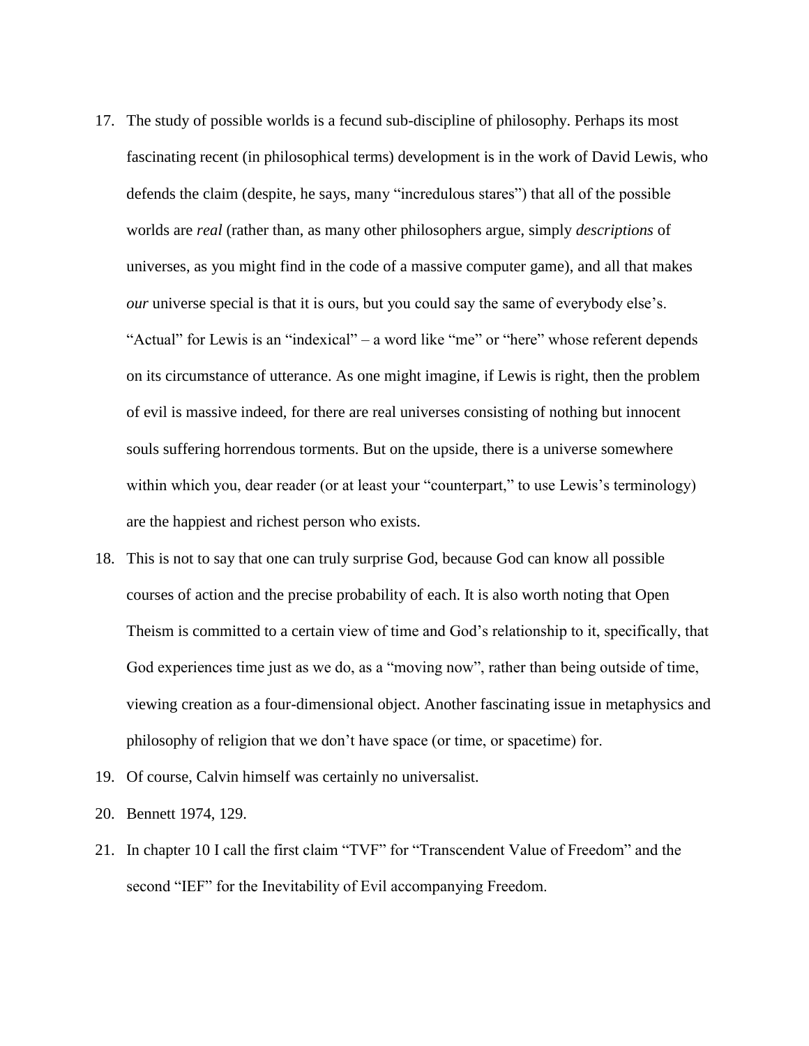17. The study of possible worlds is a fecund sub-discipline of philosophy. Perhaps its most fascinating recent (in philosophical terms) development is in the work of David Lewis, who defends the claim (despite, he says, many "incredulous stares") that all of the possible worlds are *real* (rather than, as many other philosophers argue, simply *descriptions* of universes, as you might find in the code of a massive computer game), and all that makes *our* universe special is that it is ours, but you could say the same of everybody else's. "Actual" for Lewis is an "indexical" – a word like "me" or "here" whose referent depends on its circumstance of utterance. As one might imagine, if Lewis is right, then the problem of evil is massive indeed, for there are real universes consisting of nothing but innocent souls suffering horrendous torments. But on the upside, there is a universe somewhere within which you, dear reader (or at least your "counterpart," to use Lewis's terminology) are the happiest and richest person who exists.

18. This is not to say that one can truly surprise God, because God can know all possible courses of action and the precise probability of each. It is also worth noting that Open Theism is committed to a certain view of time and God's relationship to it, specifically, that God experiences time just as we do, as a "moving now", rather than being outside of time, viewing creation as a four-dimensional object. Another fascinating issue in metaphysics and philosophy of religion that we don't have space (or time, or spacetime) for.

19. Of course, Calvin himself was certainly no universalist.

20. Bennett 1974, 129.

21. In chapter 10 I call the first claim "TVF" for "Transcendent Value of Freedom" and the second "IEF" for the Inevitability of Evil accompanying Freedom.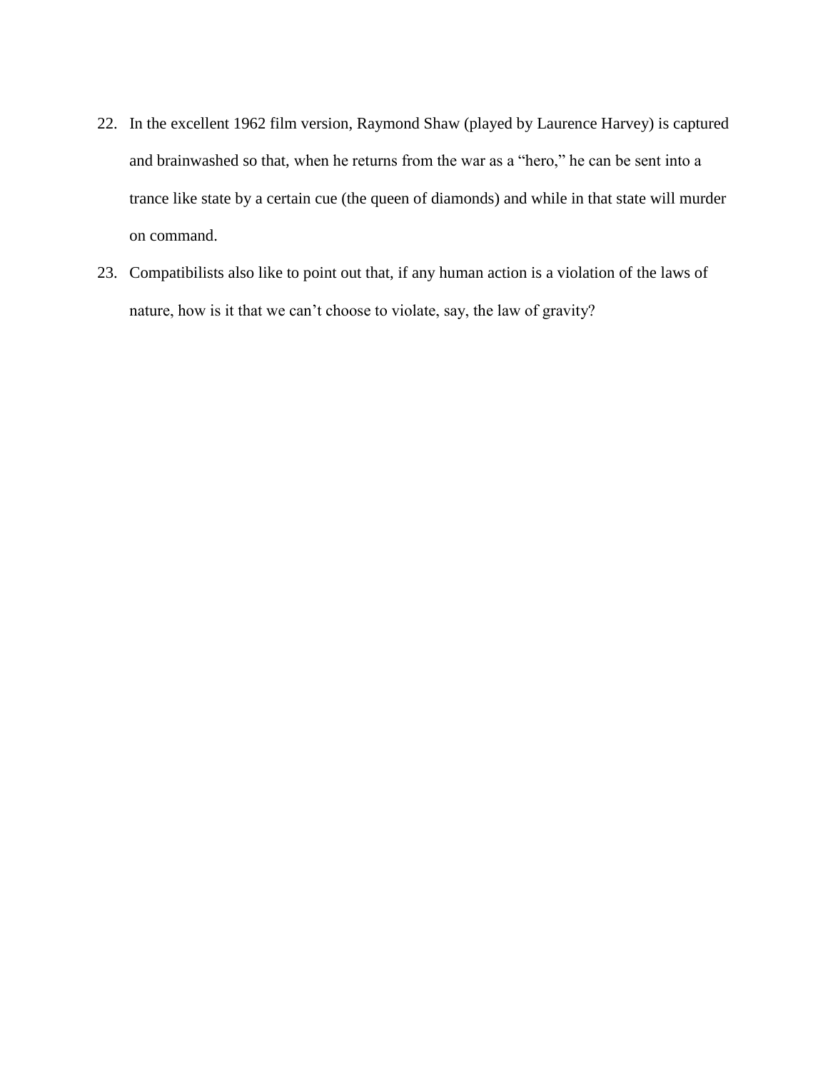22. In the excellent 1962 film version, Raymond Shaw (played by Laurence Harvey) is captured and brainwashed so that, when he returns from the war as a "hero," he can be sent into a trance like state by a certain cue (the queen of diamonds) and while in that state will murder on command.
23. Compatibilists also like to point out that, if any human action is a violation of the laws of nature, how is it that we can't choose to violate, say, the law of gravity?